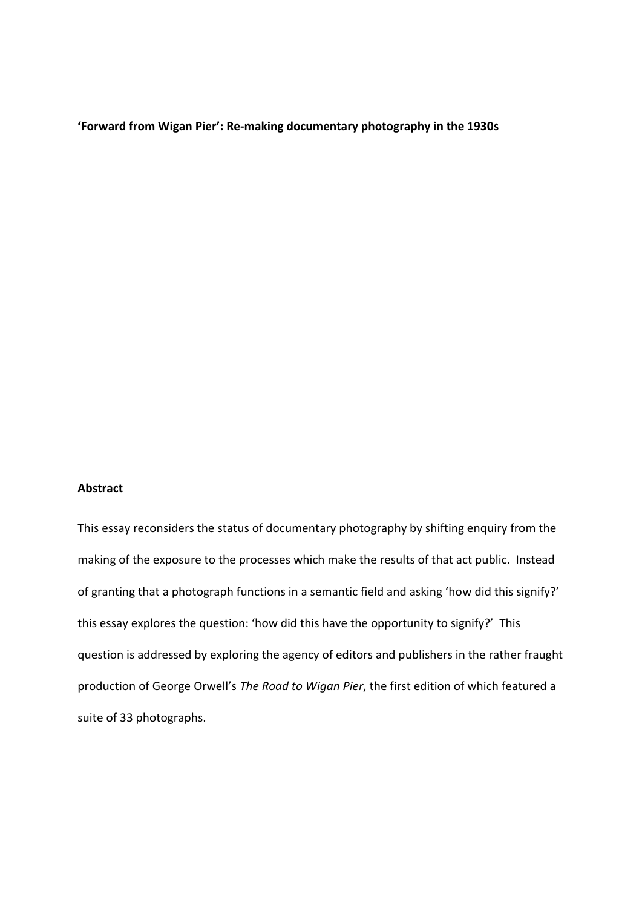# 'Forward from Wigan Pier': Re-making documentary photography in the 1930s

## Abstract

This essay reconsiders the status of documentary photography by shifting enquiry from the making of the exposure to the processes which make the results of that act public. Instead of granting that a photograph functions in a semantic field and asking 'how did this signify?' this essay explores the question: 'how did this have the opportunity to signify?' This question is addressed by exploring the agency of editors and publishers in the rather fraught production of George Orwell's *The Road to Wigan Pier*, the first edition of which featured a suite of 33 photographs.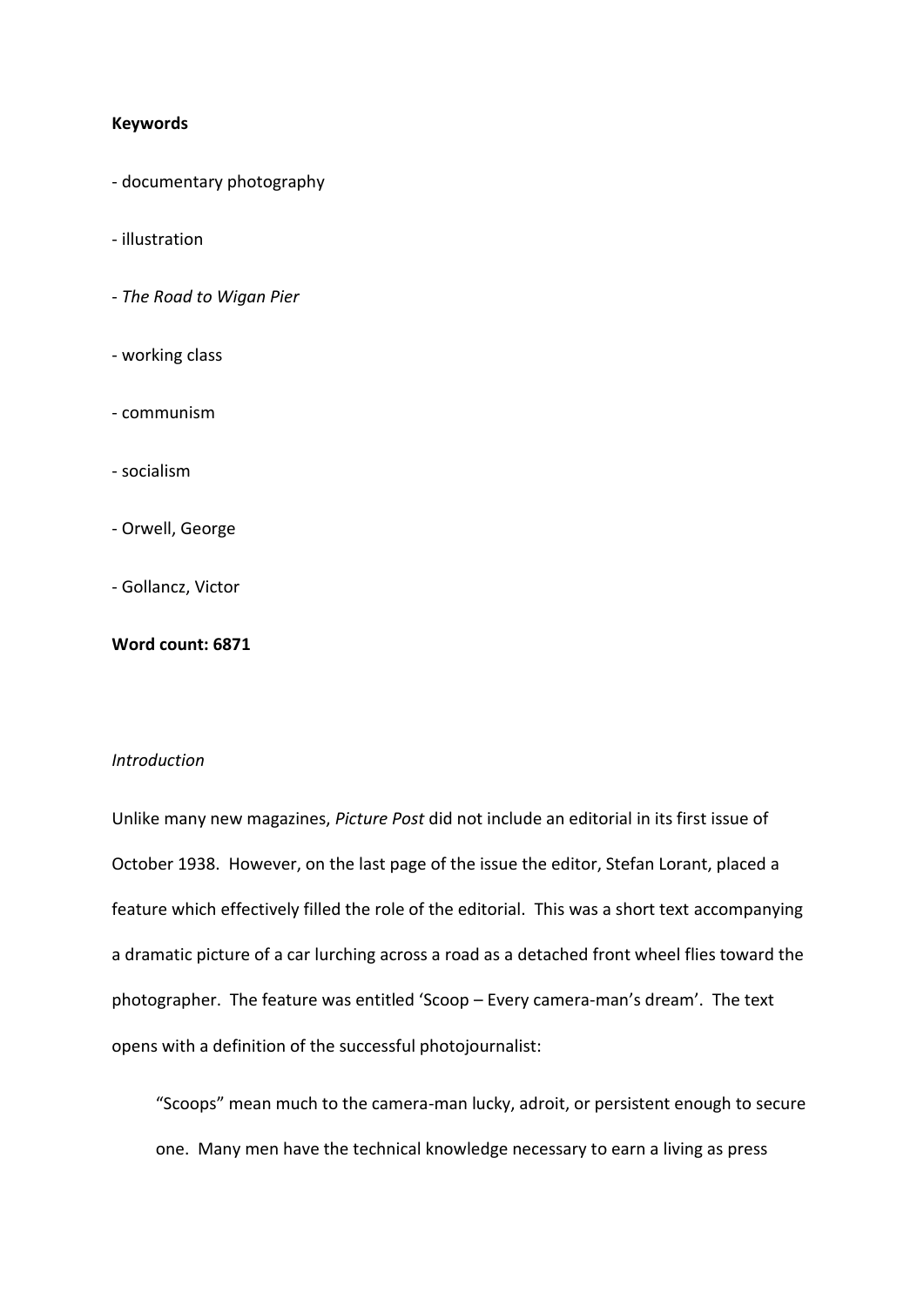**Keywords**

- documentary photography
- illustration
- *The Road to Wigan Pier*
- working class
- communism
- socialism
- Orwell, George
- Gollancz, Victor

**Word count: 6871**

*Introduction*

Unlike many new magazines, *Picture Post* did not include an editorial in its first issue of October 1938. However, on the last page of the issue the editor, Stefan Lorant, placed a feature which effectively filled the role of the editorial. This was a short text accompanying a dramatic picture of a car lurching across a road as a detached front wheel flies toward the photographer. The feature was entitled 'Scoop – Every camera-man's dream'. The text opens with a definition of the successful photojournalist:

> "Scoops" mean much to the camera-man lucky, adroit, or persistent enough to secure one. Many men have the technical knowledge necessary to earn a living as press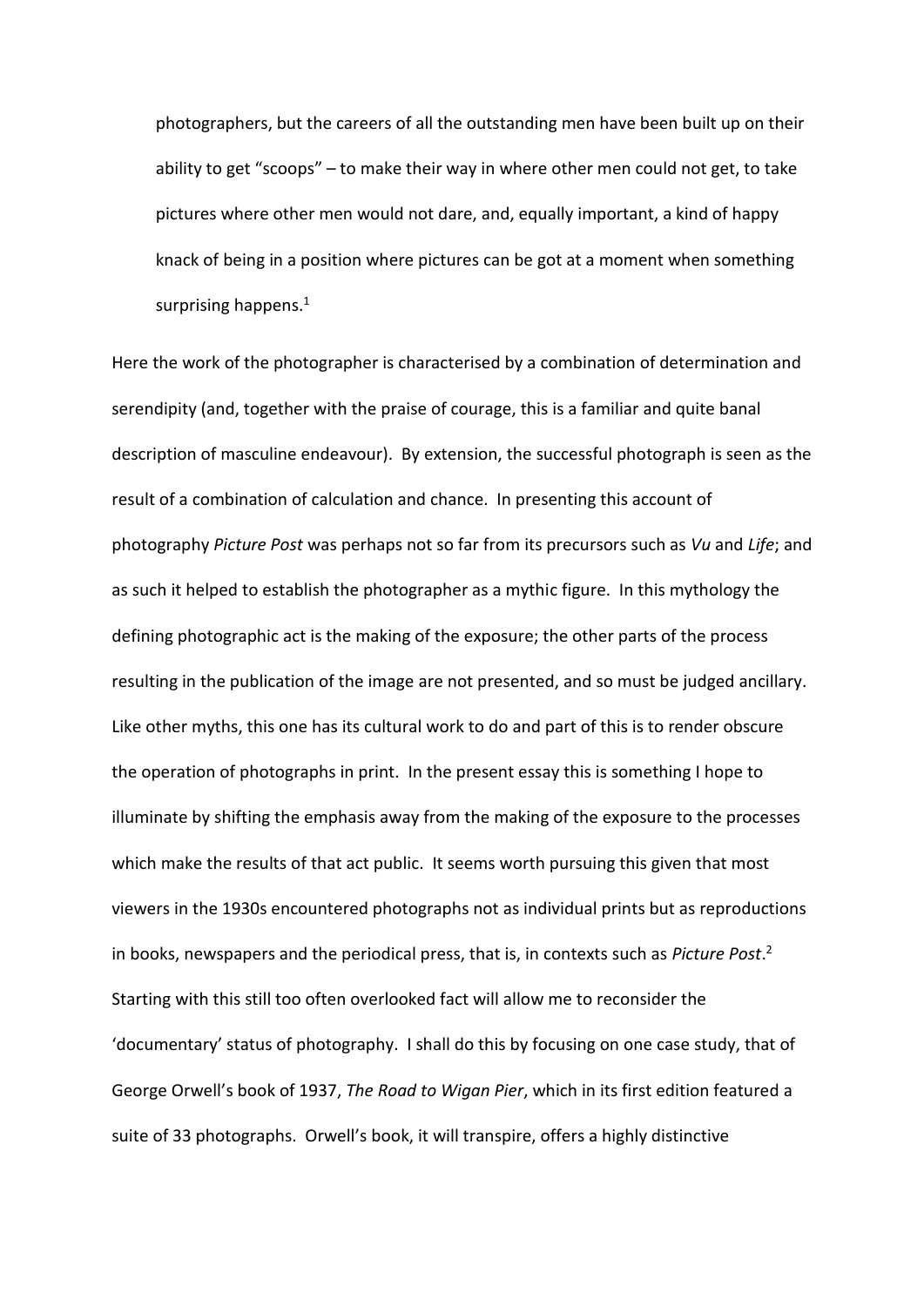> photographers, but the careers of all the outstanding men have been built up on their ability to get "scoops" – to make their way in where other men could not get, to take pictures where other men would not dare, and, equally important, a kind of happy knack of being in a position where pictures can be got at a moment when something surprising happens.[1]

Here the work of the photographer is characterised by a combination of determination and serendipity (and, together with the praise of courage, this is a familiar and quite banal description of masculine endeavour). By extension, the successful photograph is seen as the result of a combination of calculation and chance. In presenting this account of photography *Picture Post* was perhaps not so far from its precursors such as *Vu* and *Life*; and as such it helped to establish the photographer as a mythic figure. In this mythology the defining photographic act is the making of the exposure; the other parts of the process resulting in the publication of the image are not presented, and so must be judged ancillary. Like other myths, this one has its cultural work to do and part of this is to render obscure the operation of photographs in print. In the present essay this is something I hope to illuminate by shifting the emphasis away from the making of the exposure to the processes which make the results of that act public. It seems worth pursuing this given that most viewers in the 1930s encountered photographs not as individual prints but as reproductions in books, newspapers and the periodical press, that is, in contexts such as *Picture Post*.[2] Starting with this still too often overlooked fact will allow me to reconsider the 'documentary' status of photography. I shall do this by focusing on one case study, that of George Orwell's book of 1937, *The Road to Wigan Pier*, which in its first edition featured a suite of 33 photographs. Orwell's book, it will transpire, offers a highly distinctive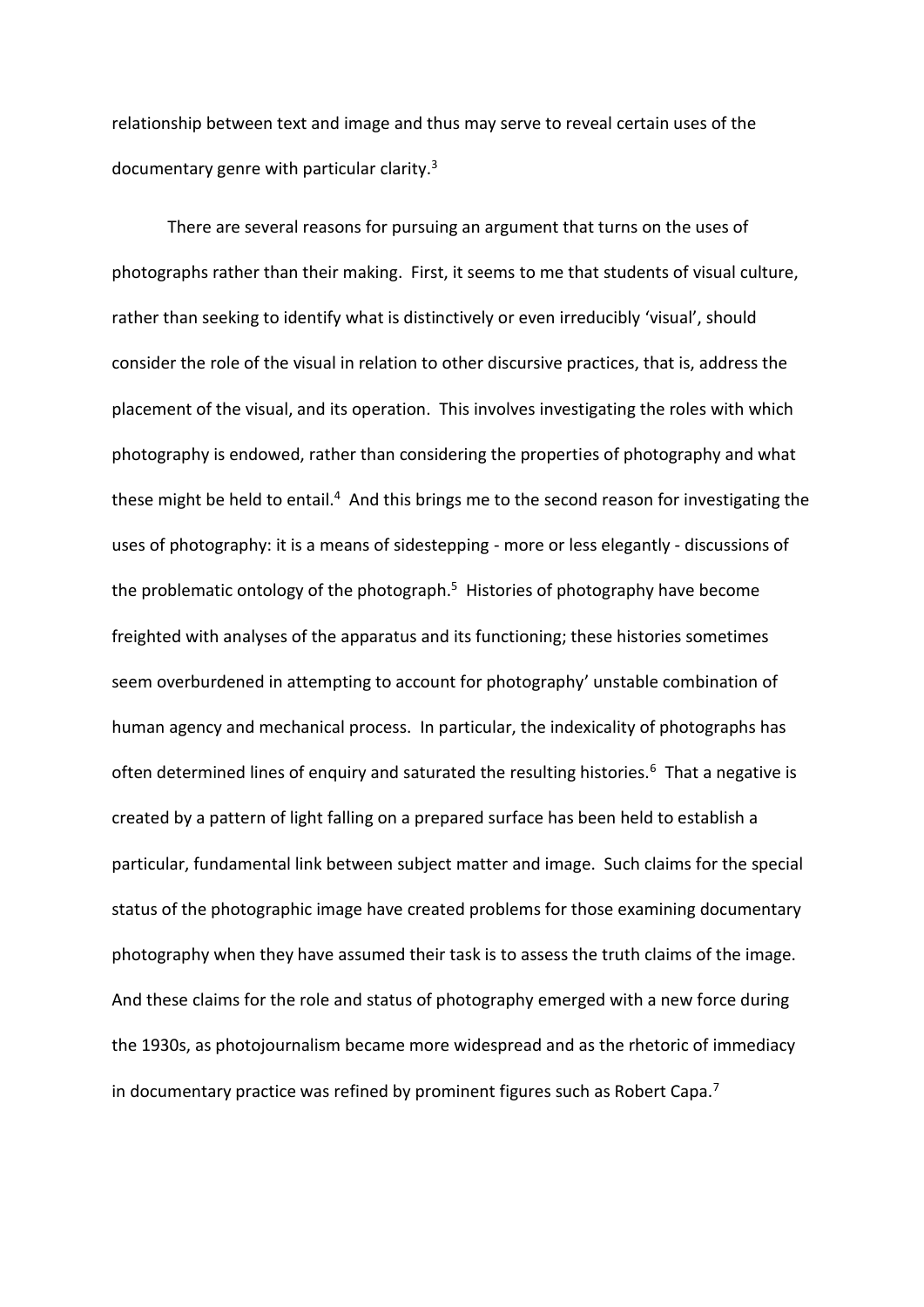relationship between text and image and thus may serve to reveal certain uses of the documentary genre with particular clarity.[3]

There are several reasons for pursuing an argument that turns on the uses of photographs rather than their making. First, it seems to me that students of visual culture, rather than seeking to identify what is distinctively or even irreducibly 'visual', should consider the role of the visual in relation to other discursive practices, that is, address the placement of the visual, and its operation. This involves investigating the roles with which photography is endowed, rather than considering the properties of photography and what these might be held to entail.[4] And this brings me to the second reason for investigating the uses of photography: it is a means of sidestepping - more or less elegantly - discussions of the problematic ontology of the photograph.[5] Histories of photography have become freighted with analyses of the apparatus and its functioning; these histories sometimes seem overburdened in attempting to account for photography' unstable combination of human agency and mechanical process. In particular, the indexicality of photographs has often determined lines of enquiry and saturated the resulting histories.[6] That a negative is created by a pattern of light falling on a prepared surface has been held to establish a particular, fundamental link between subject matter and image. Such claims for the special status of the photographic image have created problems for those examining documentary photography when they have assumed their task is to assess the truth claims of the image. And these claims for the role and status of photography emerged with a new force during the 1930s, as photojournalism became more widespread and as the rhetoric of immediacy in documentary practice was refined by prominent figures such as Robert Capa.[7]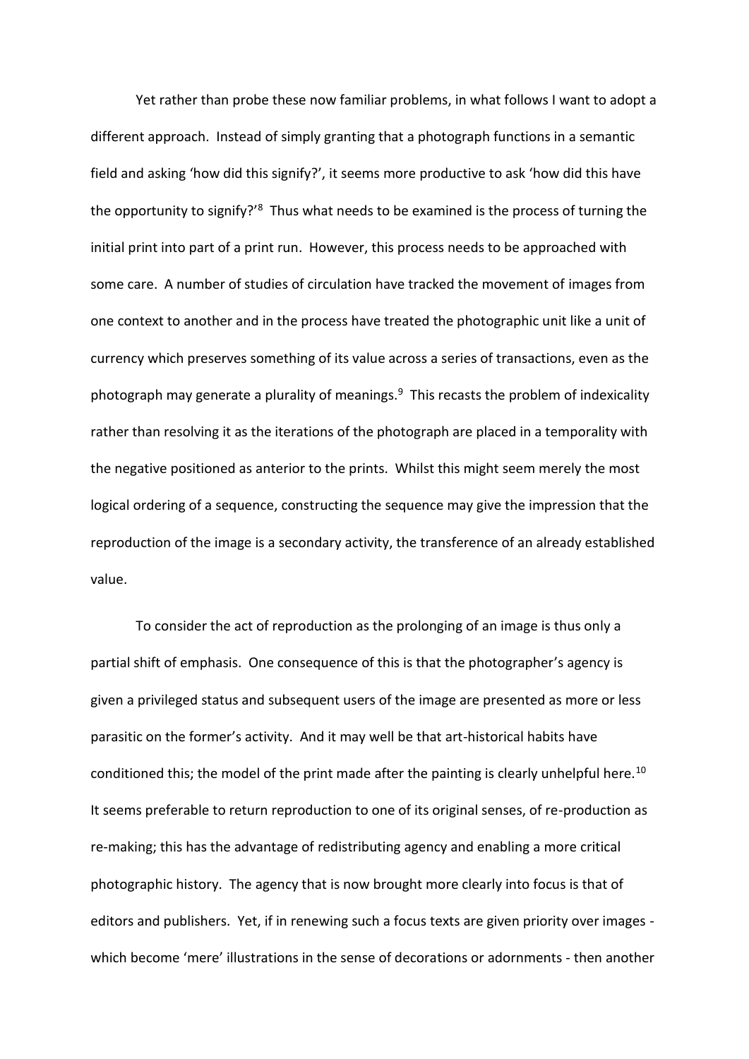Yet rather than probe these now familiar problems, in what follows I want to adopt a different approach. Instead of simply granting that a photograph functions in a semantic field and asking 'how did this signify?', it seems more productive to ask 'how did this have the opportunity to signify?'[8] Thus what needs to be examined is the process of turning the initial print into part of a print run. However, this process needs to be approached with some care. A number of studies of circulation have tracked the movement of images from one context to another and in the process have treated the photographic unit like a unit of currency which preserves something of its value across a series of transactions, even as the photograph may generate a plurality of meanings.[9] This recasts the problem of indexicality rather than resolving it as the iterations of the photograph are placed in a temporality with the negative positioned as anterior to the prints. Whilst this might seem merely the most logical ordering of a sequence, constructing the sequence may give the impression that the reproduction of the image is a secondary activity, the transference of an already established value.

To consider the act of reproduction as the prolonging of an image is thus only a partial shift of emphasis. One consequence of this is that the photographer's agency is given a privileged status and subsequent users of the image are presented as more or less parasitic on the former's activity. And it may well be that art-historical habits have conditioned this; the model of the print made after the painting is clearly unhelpful here.[10] It seems preferable to return reproduction to one of its original senses, of re-production as re-making; this has the advantage of redistributing agency and enabling a more critical photographic history. The agency that is now brought more clearly into focus is that of editors and publishers. Yet, if in renewing such a focus texts are given priority over images - which become 'mere' illustrations in the sense of decorations or adornments - then another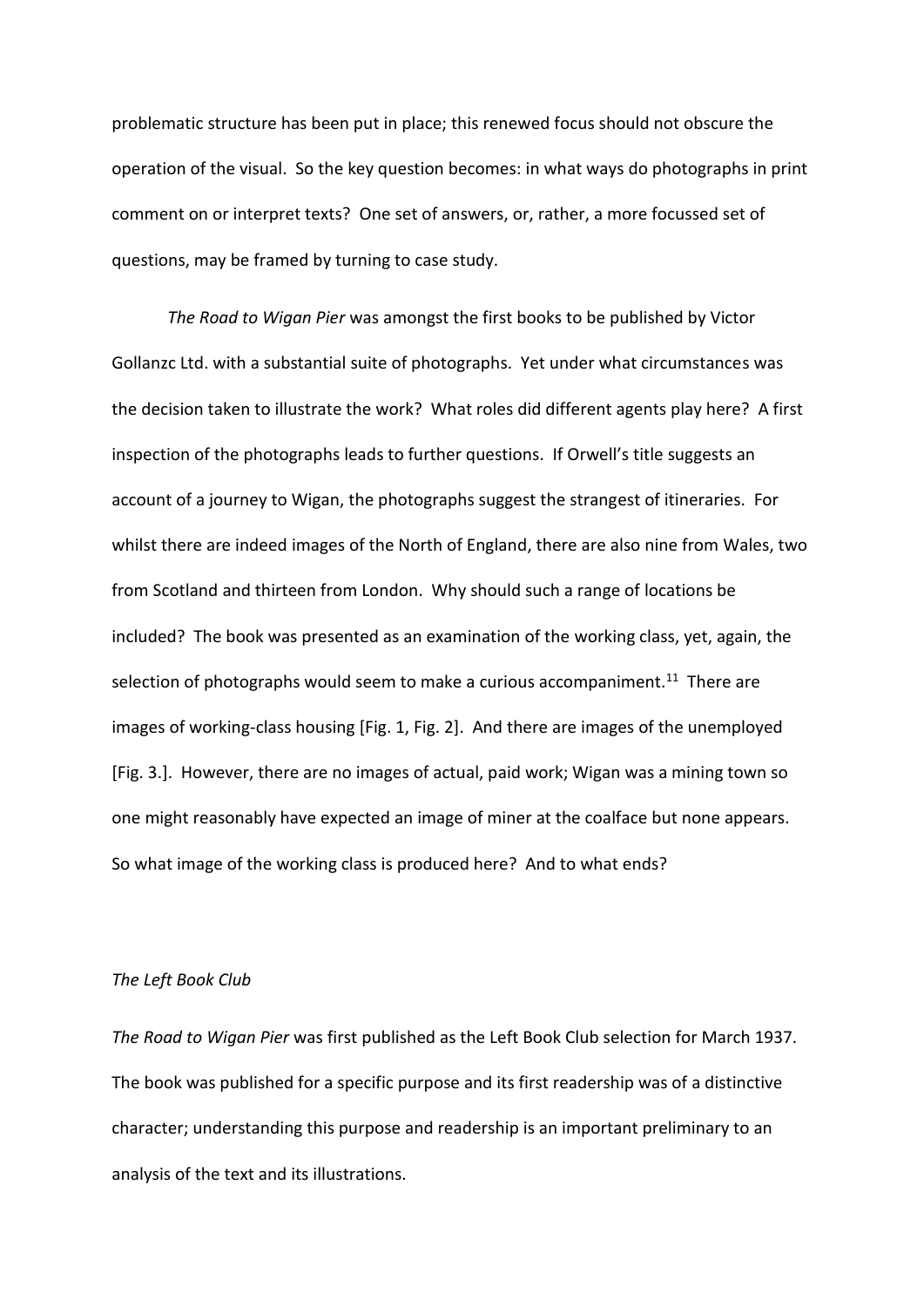problematic structure has been put in place; this renewed focus should not obscure the operation of the visual. So the key question becomes: in what ways do photographs in print comment on or interpret texts? One set of answers, or, rather, a more focussed set of questions, may be framed by turning to case study.

*The Road to Wigan Pier* was amongst the first books to be published by Victor Gollanzc Ltd. with a substantial suite of photographs. Yet under what circumstances was the decision taken to illustrate the work? What roles did different agents play here? A first inspection of the photographs leads to further questions. If Orwell's title suggests an account of a journey to Wigan, the photographs suggest the strangest of itineraries. For whilst there are indeed images of the North of England, there are also nine from Wales, two from Scotland and thirteen from London. Why should such a range of locations be included? The book was presented as an examination of the working class, yet, again, the selection of photographs would seem to make a curious accompaniment.[11] There are images of working-class housing [Fig. 1, Fig. 2]. And there are images of the unemployed [Fig. 3.]. However, there are no images of actual, paid work; Wigan was a mining town so one might reasonably have expected an image of miner at the coalface but none appears. So what image of the working class is produced here? And to what ends?

*The Left Book Club*

*The Road to Wigan Pier* was first published as the Left Book Club selection for March 1937. The book was published for a specific purpose and its first readership was of a distinctive character; understanding this purpose and readership is an important preliminary to an analysis of the text and its illustrations.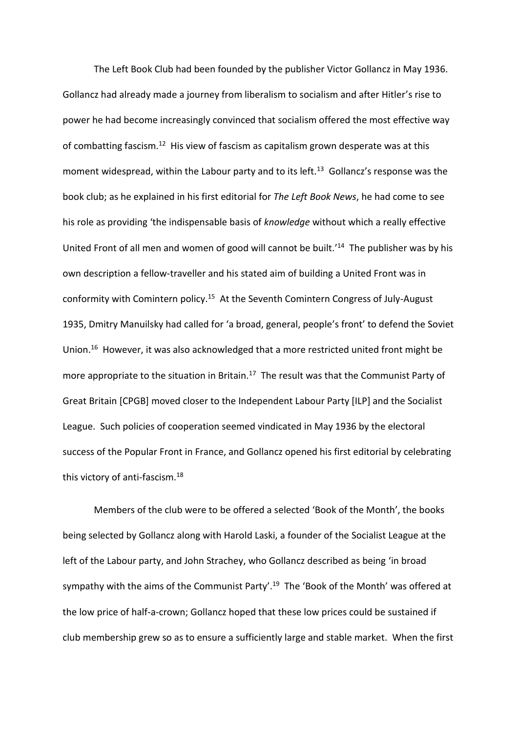The Left Book Club had been founded by the publisher Victor Gollancz in May 1936. Gollancz had already made a journey from liberalism to socialism and after Hitler's rise to power he had become increasingly convinced that socialism offered the most effective way of combatting fascism.[12] His view of fascism as capitalism grown desperate was at this moment widespread, within the Labour party and to its left.[13] Gollancz's response was the book club; as he explained in his first editorial for *The Left Book News*, he had come to see his role as providing 'the indispensable basis of *knowledge* without which a really effective United Front of all men and women of good will cannot be built.'[14] The publisher was by his own description a fellow-traveller and his stated aim of building a United Front was in conformity with Comintern policy.[15] At the Seventh Comintern Congress of July-August 1935, Dmitry Manuilsky had called for 'a broad, general, people's front' to defend the Soviet Union.[16] However, it was also acknowledged that a more restricted united front might be more appropriate to the situation in Britain.[17] The result was that the Communist Party of Great Britain [CPGB] moved closer to the Independent Labour Party [ILP] and the Socialist League. Such policies of cooperation seemed vindicated in May 1936 by the electoral success of the Popular Front in France, and Gollancz opened his first editorial by celebrating this victory of anti-fascism.[18]

Members of the club were to be offered a selected 'Book of the Month', the books being selected by Gollancz along with Harold Laski, a founder of the Socialist League at the left of the Labour party, and John Strachey, who Gollancz described as being 'in broad sympathy with the aims of the Communist Party'.[19] The 'Book of the Month' was offered at the low price of half-a-crown; Gollancz hoped that these low prices could be sustained if club membership grew so as to ensure a sufficiently large and stable market. When the first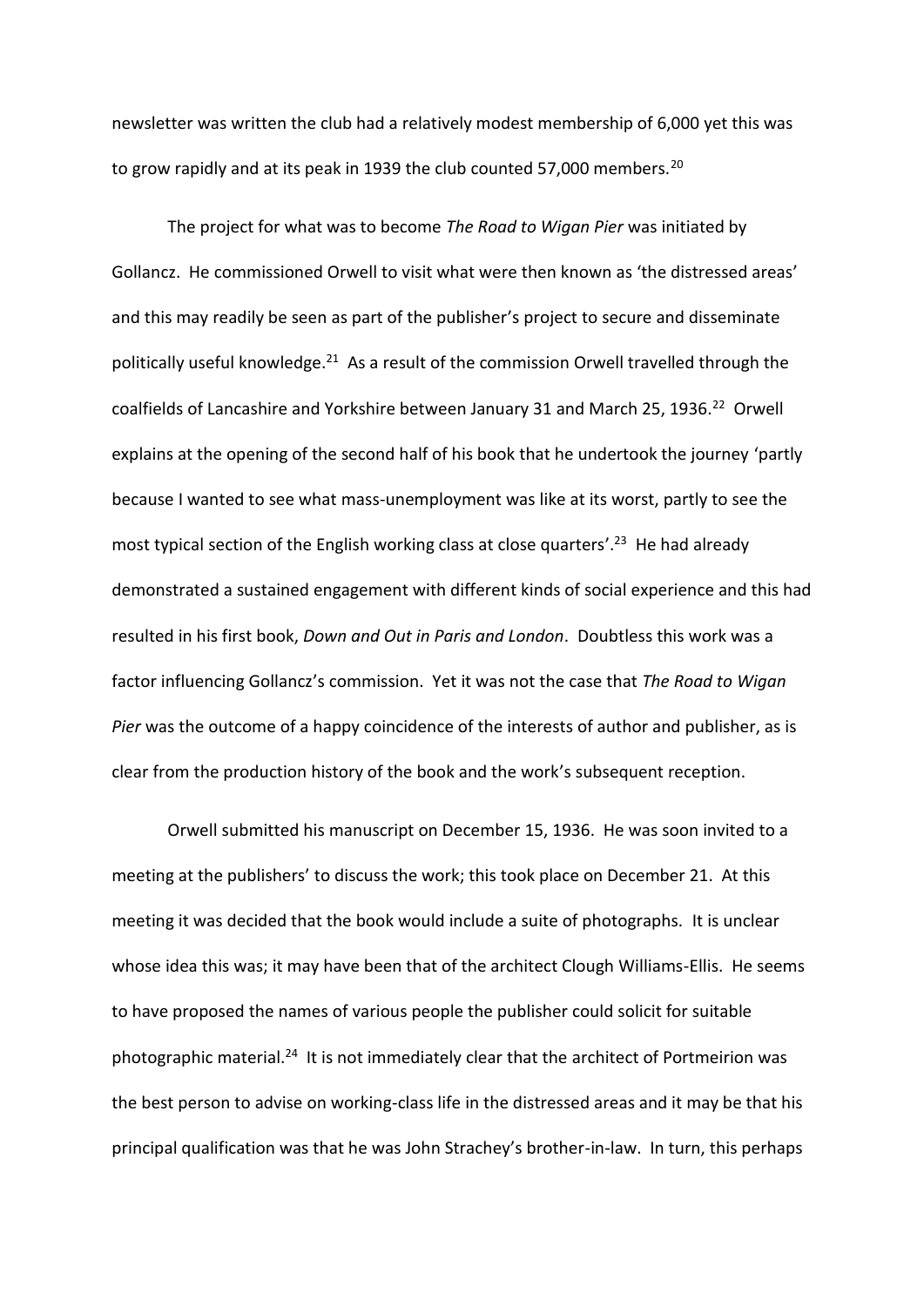newsletter was written the club had a relatively modest membership of 6,000 yet this was to grow rapidly and at its peak in 1939 the club counted 57,000 members.[20]

The project for what was to become *The Road to Wigan Pier* was initiated by Gollancz. He commissioned Orwell to visit what were then known as 'the distressed areas' and this may readily be seen as part of the publisher's project to secure and disseminate politically useful knowledge.[21] As a result of the commission Orwell travelled through the coalfields of Lancashire and Yorkshire between January 31 and March 25, 1936.[22] Orwell explains at the opening of the second half of his book that he undertook the journey 'partly because I wanted to see what mass-unemployment was like at its worst, partly to see the most typical section of the English working class at close quarters'.[23] He had already demonstrated a sustained engagement with different kinds of social experience and this had resulted in his first book, *Down and Out in Paris and London*. Doubtless this work was a factor influencing Gollancz's commission. Yet it was not the case that *The Road to Wigan Pier* was the outcome of a happy coincidence of the interests of author and publisher, as is clear from the production history of the book and the work's subsequent reception.

Orwell submitted his manuscript on December 15, 1936. He was soon invited to a meeting at the publishers' to discuss the work; this took place on December 21. At this meeting it was decided that the book would include a suite of photographs. It is unclear whose idea this was; it may have been that of the architect Clough Williams-Ellis. He seems to have proposed the names of various people the publisher could solicit for suitable photographic material.[24] It is not immediately clear that the architect of Portmeirion was the best person to advise on working-class life in the distressed areas and it may be that his principal qualification was that he was John Strachey's brother-in-law. In turn, this perhaps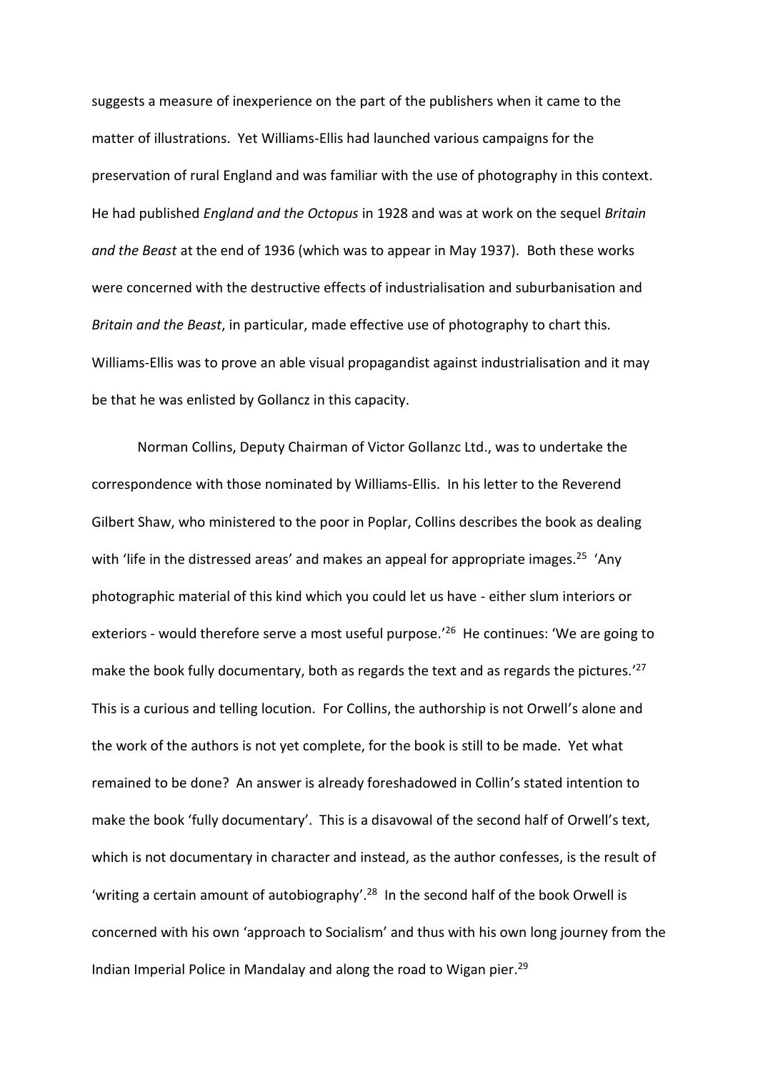suggests a measure of inexperience on the part of the publishers when it came to the matter of illustrations. Yet Williams-Ellis had launched various campaigns for the preservation of rural England and was familiar with the use of photography in this context. He had published *England and the Octopus* in 1928 and was at work on the sequel *Britain and the Beast* at the end of 1936 (which was to appear in May 1937). Both these works were concerned with the destructive effects of industrialisation and suburbanisation and *Britain and the Beast*, in particular, made effective use of photography to chart this. Williams-Ellis was to prove an able visual propagandist against industrialisation and it may be that he was enlisted by Gollancz in this capacity.

Norman Collins, Deputy Chairman of Victor Gollanzc Ltd., was to undertake the correspondence with those nominated by Williams-Ellis. In his letter to the Reverend Gilbert Shaw, who ministered to the poor in Poplar, Collins describes the book as dealing with 'life in the distressed areas' and makes an appeal for appropriate images.[25] 'Any photographic material of this kind which you could let us have - either slum interiors or exteriors - would therefore serve a most useful purpose.'[26] He continues: 'We are going to make the book fully documentary, both as regards the text and as regards the pictures.'[27] This is a curious and telling locution. For Collins, the authorship is not Orwell's alone and the work of the authors is not yet complete, for the book is still to be made. Yet what remained to be done? An answer is already foreshadowed in Collin's stated intention to make the book 'fully documentary'. This is a disavowal of the second half of Orwell's text, which is not documentary in character and instead, as the author confesses, is the result of 'writing a certain amount of autobiography'.[28] In the second half of the book Orwell is concerned with his own 'approach to Socialism' and thus with his own long journey from the Indian Imperial Police in Mandalay and along the road to Wigan pier.[29]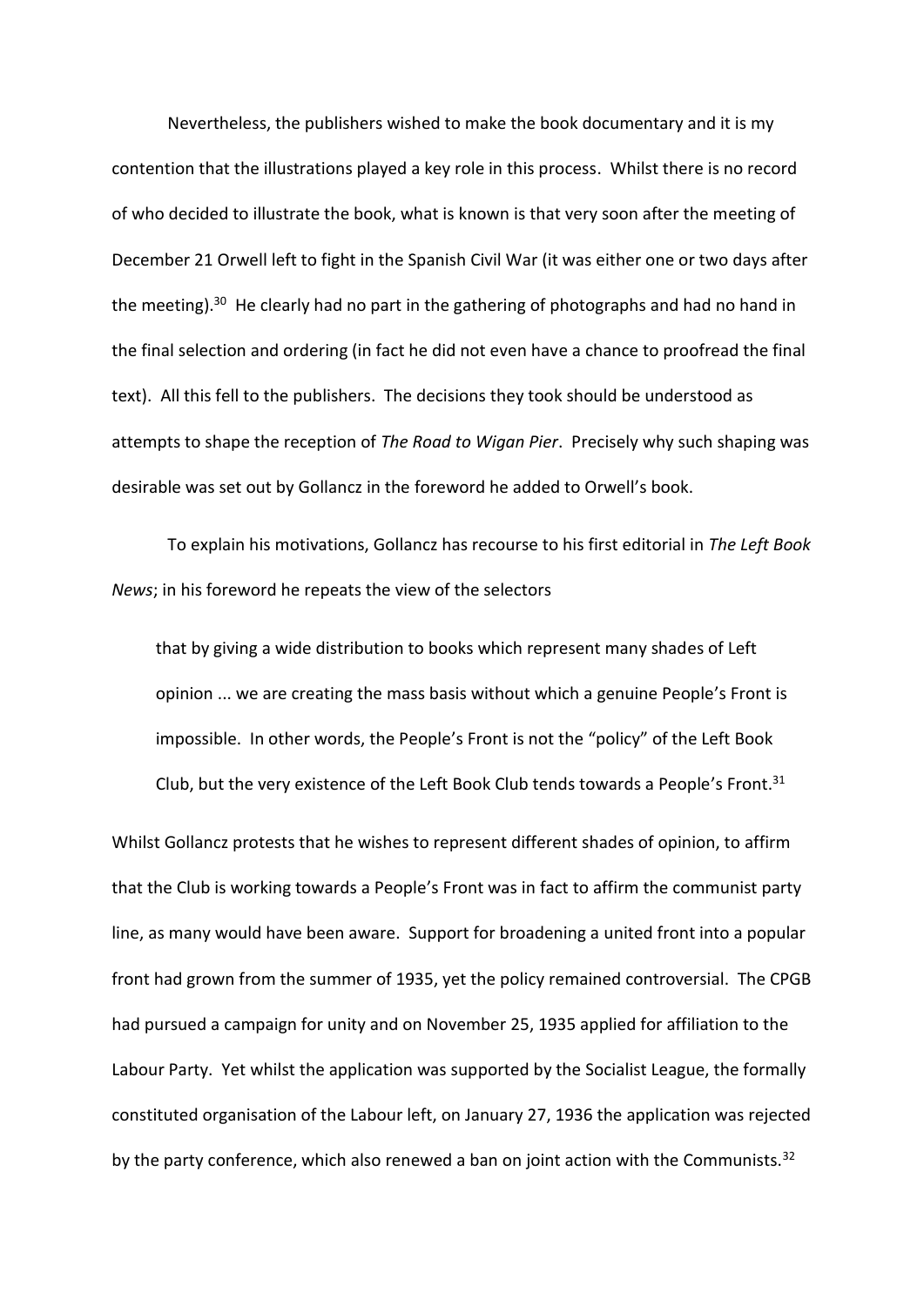Nevertheless, the publishers wished to make the book documentary and it is my contention that the illustrations played a key role in this process. Whilst there is no record of who decided to illustrate the book, what is known is that very soon after the meeting of December 21 Orwell left to fight in the Spanish Civil War (it was either one or two days after the meeting).[30] He clearly had no part in the gathering of photographs and had no hand in the final selection and ordering (in fact he did not even have a chance to proofread the final text). All this fell to the publishers. The decisions they took should be understood as attempts to shape the reception of *The Road to Wigan Pier*. Precisely why such shaping was desirable was set out by Gollancz in the foreword he added to Orwell's book.

To explain his motivations, Gollancz has recourse to his first editorial in *The Left Book News*; in his foreword he repeats the view of the selectors

> that by giving a wide distribution to books which represent many shades of Left opinion ... we are creating the mass basis without which a genuine People's Front is impossible. In other words, the People's Front is not the "policy" of the Left Book Club, but the very existence of the Left Book Club tends towards a People's Front.[31]

Whilst Gollancz protests that he wishes to represent different shades of opinion, to affirm that the Club is working towards a People's Front was in fact to affirm the communist party line, as many would have been aware. Support for broadening a united front into a popular front had grown from the summer of 1935, yet the policy remained controversial. The CPGB had pursued a campaign for unity and on November 25, 1935 applied for affiliation to the Labour Party. Yet whilst the application was supported by the Socialist League, the formally constituted organisation of the Labour left, on January 27, 1936 the application was rejected by the party conference, which also renewed a ban on joint action with the Communists.[32]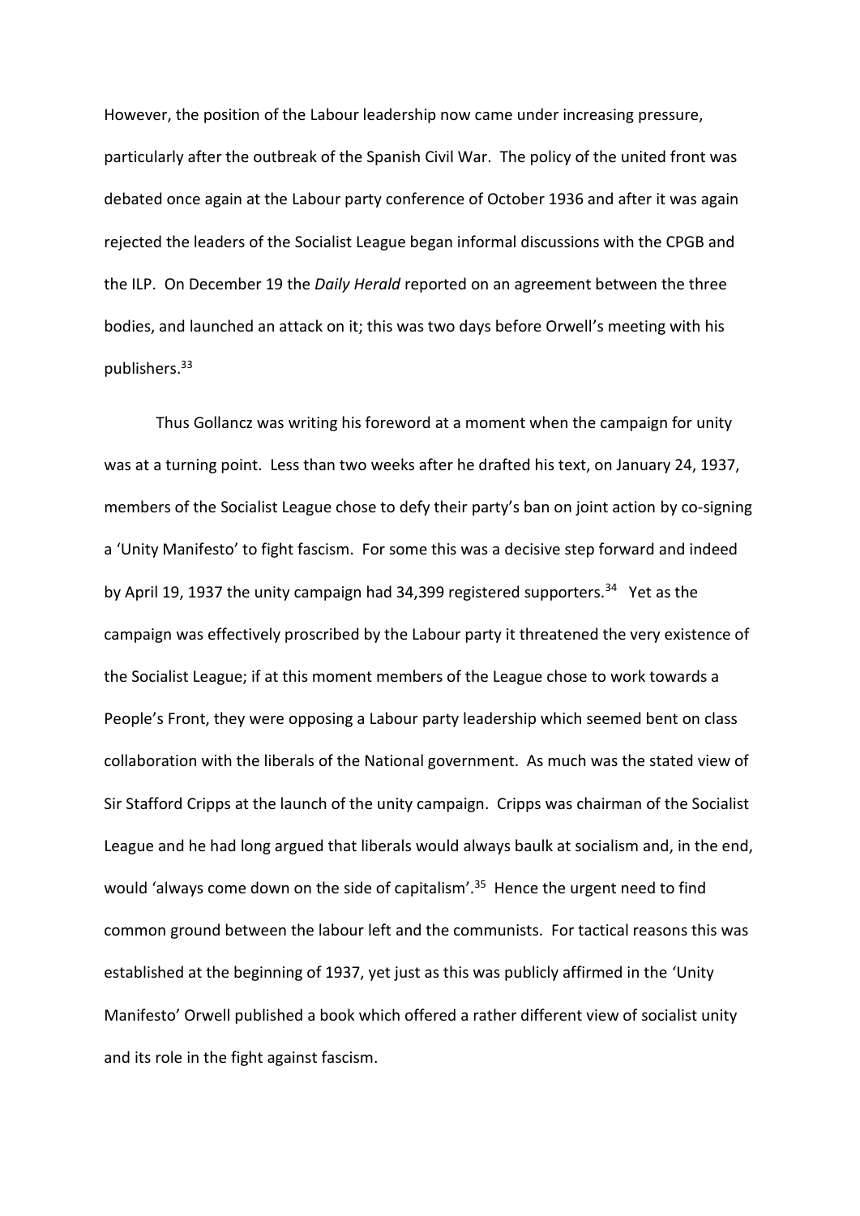However, the position of the Labour leadership now came under increasing pressure, particularly after the outbreak of the Spanish Civil War. The policy of the united front was debated once again at the Labour party conference of October 1936 and after it was again rejected the leaders of the Socialist League began informal discussions with the CPGB and the ILP. On December 19 the *Daily Herald* reported on an agreement between the three bodies, and launched an attack on it; this was two days before Orwell's meeting with his publishers.[33]

Thus Gollancz was writing his foreword at a moment when the campaign for unity was at a turning point. Less than two weeks after he drafted his text, on January 24, 1937, members of the Socialist League chose to defy their party's ban on joint action by co-signing a 'Unity Manifesto' to fight fascism. For some this was a decisive step forward and indeed by April 19, 1937 the unity campaign had 34,399 registered supporters.[34] Yet as the campaign was effectively proscribed by the Labour party it threatened the very existence of the Socialist League; if at this moment members of the League chose to work towards a People's Front, they were opposing a Labour party leadership which seemed bent on class collaboration with the liberals of the National government. As much was the stated view of Sir Stafford Cripps at the launch of the unity campaign. Cripps was chairman of the Socialist League and he had long argued that liberals would always baulk at socialism and, in the end, would 'always come down on the side of capitalism'.[35] Hence the urgent need to find common ground between the labour left and the communists. For tactical reasons this was established at the beginning of 1937, yet just as this was publicly affirmed in the 'Unity Manifesto' Orwell published a book which offered a rather different view of socialist unity and its role in the fight against fascism.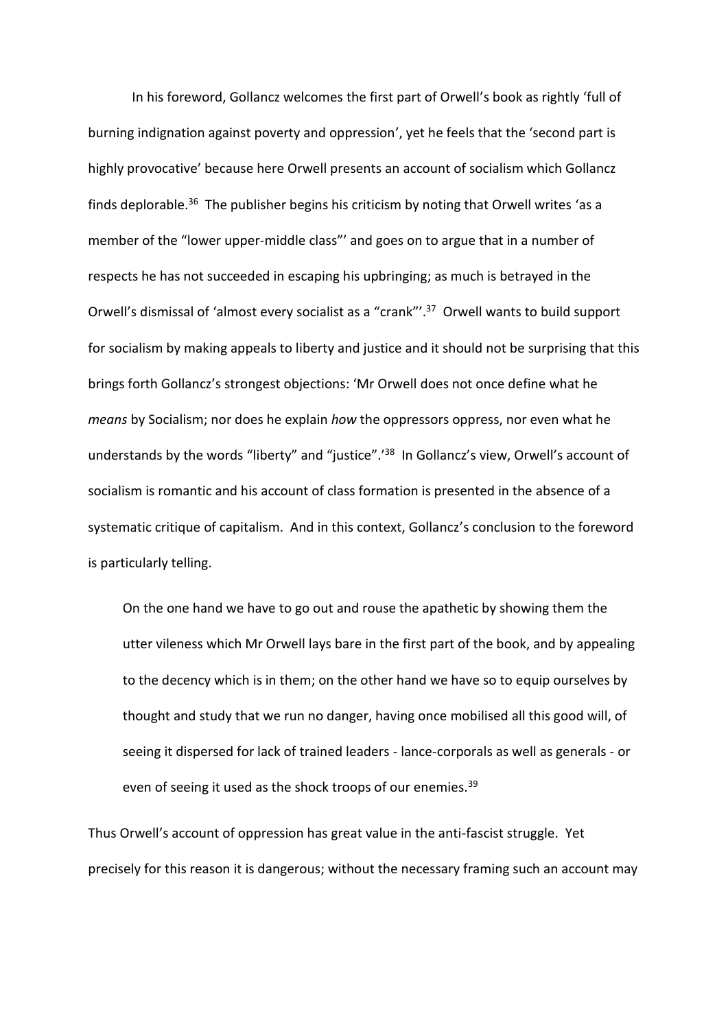In his foreword, Gollancz welcomes the first part of Orwell's book as rightly 'full of burning indignation against poverty and oppression', yet he feels that the 'second part is highly provocative' because here Orwell presents an account of socialism which Gollancz finds deplorable.[36] The publisher begins his criticism by noting that Orwell writes 'as a member of the "lower upper-middle class"' and goes on to argue that in a number of respects he has not succeeded in escaping his upbringing; as much is betrayed in the Orwell's dismissal of 'almost every socialist as a "crank"'.[37] Orwell wants to build support for socialism by making appeals to liberty and justice and it should not be surprising that this brings forth Gollancz's strongest objections: 'Mr Orwell does not once define what he *means* by Socialism; nor does he explain *how* the oppressors oppress, nor even what he understands by the words "liberty" and "justice".'[38] In Gollancz's view, Orwell's account of socialism is romantic and his account of class formation is presented in the absence of a systematic critique of capitalism. And in this context, Gollancz's conclusion to the foreword is particularly telling.

> On the one hand we have to go out and rouse the apathetic by showing them the utter vileness which Mr Orwell lays bare in the first part of the book, and by appealing to the decency which is in them; on the other hand we have so to equip ourselves by thought and study that we run no danger, having once mobilised all this good will, of seeing it dispersed for lack of trained leaders - lance-corporals as well as generals - or even of seeing it used as the shock troops of our enemies.[39]

Thus Orwell's account of oppression has great value in the anti-fascist struggle. Yet precisely for this reason it is dangerous; without the necessary framing such an account may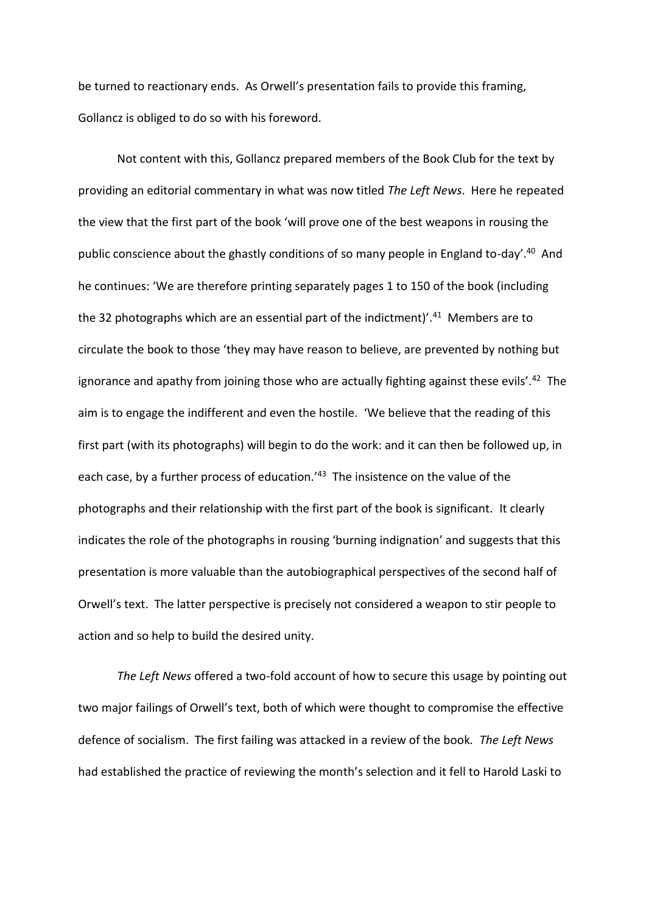be turned to reactionary ends. As Orwell's presentation fails to provide this framing, Gollancz is obliged to do so with his foreword.

Not content with this, Gollancz prepared members of the Book Club for the text by providing an editorial commentary in what was now titled *The Left News*. Here he repeated the view that the first part of the book 'will prove one of the best weapons in rousing the public conscience about the ghastly conditions of so many people in England to-day'.[40] And he continues: 'We are therefore printing separately pages 1 to 150 of the book (including the 32 photographs which are an essential part of the indictment)'.[41] Members are to circulate the book to those 'they may have reason to believe, are prevented by nothing but ignorance and apathy from joining those who are actually fighting against these evils'.[42] The aim is to engage the indifferent and even the hostile. 'We believe that the reading of this first part (with its photographs) will begin to do the work: and it can then be followed up, in each case, by a further process of education.'[43] The insistence on the value of the photographs and their relationship with the first part of the book is significant. It clearly indicates the role of the photographs in rousing 'burning indignation' and suggests that this presentation is more valuable than the autobiographical perspectives of the second half of Orwell's text. The latter perspective is precisely not considered a weapon to stir people to action and so help to build the desired unity.

*The Left News* offered a two-fold account of how to secure this usage by pointing out two major failings of Orwell's text, both of which were thought to compromise the effective defence of socialism. The first failing was attacked in a review of the book. *The Left News* had established the practice of reviewing the month's selection and it fell to Harold Laski to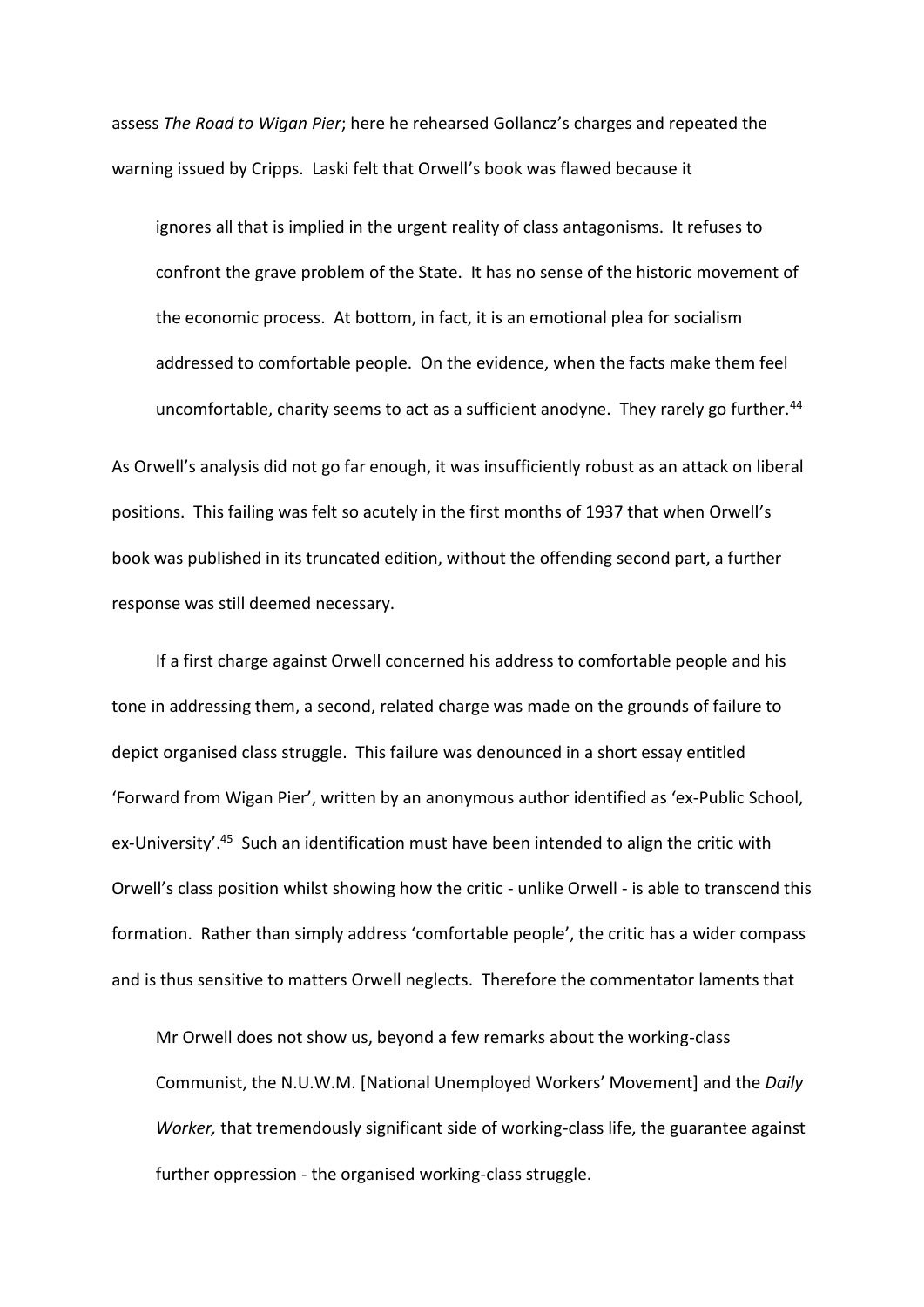assess *The Road to Wigan Pier*; here he rehearsed Gollancz's charges and repeated the warning issued by Cripps. Laski felt that Orwell's book was flawed because it

> ignores all that is implied in the urgent reality of class antagonisms. It refuses to confront the grave problem of the State. It has no sense of the historic movement of the economic process. At bottom, in fact, it is an emotional plea for socialism addressed to comfortable people. On the evidence, when the facts make them feel uncomfortable, charity seems to act as a sufficient anodyne. They rarely go further.[44]

As Orwell's analysis did not go far enough, it was insufficiently robust as an attack on liberal positions. This failing was felt so acutely in the first months of 1937 that when Orwell's book was published in its truncated edition, without the offending second part, a further response was still deemed necessary.

If a first charge against Orwell concerned his address to comfortable people and his tone in addressing them, a second, related charge was made on the grounds of failure to depict organised class struggle. This failure was denounced in a short essay entitled 'Forward from Wigan Pier', written by an anonymous author identified as 'ex-Public School, ex-University'.[45] Such an identification must have been intended to align the critic with Orwell's class position whilst showing how the critic - unlike Orwell - is able to transcend this formation. Rather than simply address 'comfortable people', the critic has a wider compass and is thus sensitive to matters Orwell neglects. Therefore the commentator laments that

> Mr Orwell does not show us, beyond a few remarks about the working-class Communist, the N.U.W.M. [National Unemployed Workers' Movement] and the *Daily Worker,* that tremendously significant side of working-class life, the guarantee against further oppression - the organised working-class struggle.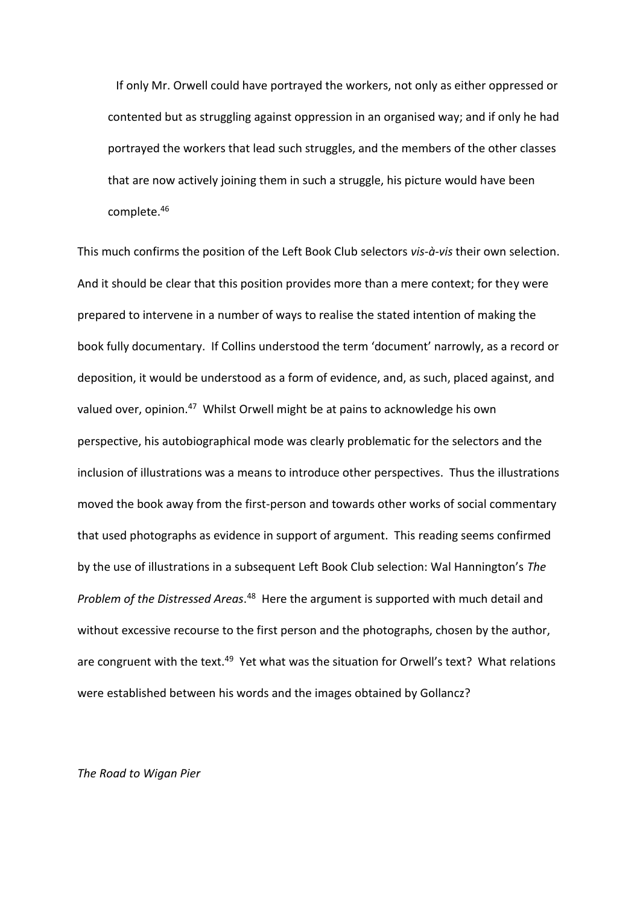> If only Mr. Orwell could have portrayed the workers, not only as either oppressed or contented but as struggling against oppression in an organised way; and if only he had portrayed the workers that lead such struggles, and the members of the other classes that are now actively joining them in such a struggle, his picture would have been complete.[46]

This much confirms the position of the Left Book Club selectors *vis-à-vis* their own selection. And it should be clear that this position provides more than a mere context; for they were prepared to intervene in a number of ways to realise the stated intention of making the book fully documentary. If Collins understood the term 'document' narrowly, as a record or deposition, it would be understood as a form of evidence, and, as such, placed against, and valued over, opinion.[47] Whilst Orwell might be at pains to acknowledge his own perspective, his autobiographical mode was clearly problematic for the selectors and the inclusion of illustrations was a means to introduce other perspectives. Thus the illustrations moved the book away from the first-person and towards other works of social commentary that used photographs as evidence in support of argument. This reading seems confirmed by the use of illustrations in a subsequent Left Book Club selection: Wal Hannington's *The Problem of the Distressed Areas*.[48] Here the argument is supported with much detail and without excessive recourse to the first person and the photographs, chosen by the author, are congruent with the text.[49] Yet what was the situation for Orwell's text? What relations were established between his words and the images obtained by Gollancz?

*The Road to Wigan Pier*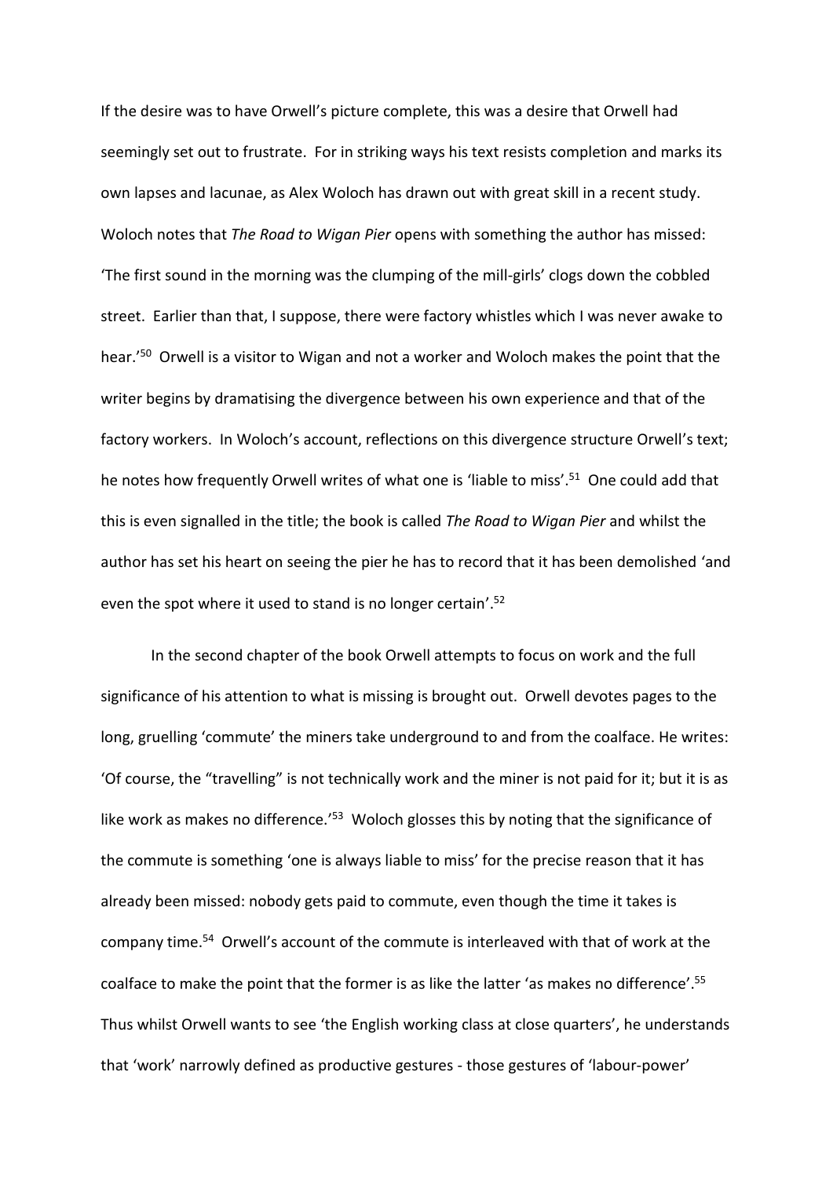If the desire was to have Orwell's picture complete, this was a desire that Orwell had seemingly set out to frustrate. For in striking ways his text resists completion and marks its own lapses and lacunae, as Alex Woloch has drawn out with great skill in a recent study. Woloch notes that *The Road to Wigan Pier* opens with something the author has missed: 'The first sound in the morning was the clumping of the mill-girls' clogs down the cobbled street. Earlier than that, I suppose, there were factory whistles which I was never awake to hear.'[50] Orwell is a visitor to Wigan and not a worker and Woloch makes the point that the writer begins by dramatising the divergence between his own experience and that of the factory workers. In Woloch's account, reflections on this divergence structure Orwell's text; he notes how frequently Orwell writes of what one is 'liable to miss'.[51] One could add that this is even signalled in the title; the book is called *The Road to Wigan Pier* and whilst the author has set his heart on seeing the pier he has to record that it has been demolished 'and even the spot where it used to stand is no longer certain'.[52]

In the second chapter of the book Orwell attempts to focus on work and the full significance of his attention to what is missing is brought out. Orwell devotes pages to the long, gruelling 'commute' the miners take underground to and from the coalface. He writes: 'Of course, the "travelling" is not technically work and the miner is not paid for it; but it is as like work as makes no difference.'[53] Woloch glosses this by noting that the significance of the commute is something 'one is always liable to miss' for the precise reason that it has already been missed: nobody gets paid to commute, even though the time it takes is company time.[54] Orwell's account of the commute is interleaved with that of work at the coalface to make the point that the former is as like the latter 'as makes no difference'.[55] Thus whilst Orwell wants to see 'the English working class at close quarters', he understands that 'work' narrowly defined as productive gestures - those gestures of 'labour-power'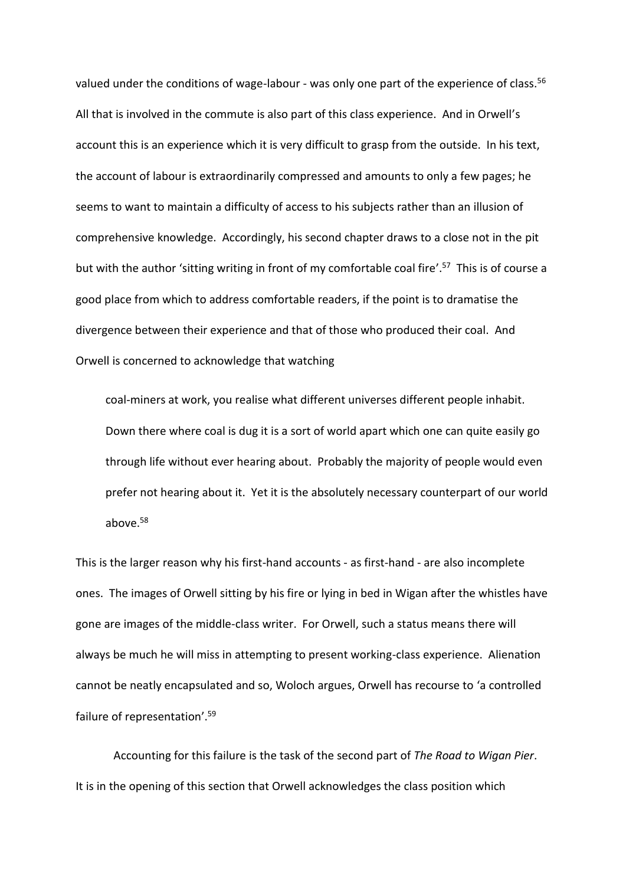valued under the conditions of wage-labour - was only one part of the experience of class.[56] All that is involved in the commute is also part of this class experience. And in Orwell's account this is an experience which it is very difficult to grasp from the outside. In his text, the account of labour is extraordinarily compressed and amounts to only a few pages; he seems to want to maintain a difficulty of access to his subjects rather than an illusion of comprehensive knowledge. Accordingly, his second chapter draws to a close not in the pit but with the author 'sitting writing in front of my comfortable coal fire'.[57] This is of course a good place from which to address comfortable readers, if the point is to dramatise the divergence between their experience and that of those who produced their coal. And Orwell is concerned to acknowledge that watching

> coal-miners at work, you realise what different universes different people inhabit. Down there where coal is dug it is a sort of world apart which one can quite easily go through life without ever hearing about. Probably the majority of people would even prefer not hearing about it. Yet it is the absolutely necessary counterpart of our world above.[58]

This is the larger reason why his first-hand accounts - as first-hand - are also incomplete ones. The images of Orwell sitting by his fire or lying in bed in Wigan after the whistles have gone are images of the middle-class writer. For Orwell, such a status means there will always be much he will miss in attempting to present working-class experience. Alienation cannot be neatly encapsulated and so, Woloch argues, Orwell has recourse to 'a controlled failure of representation'.[59]

Accounting for this failure is the task of the second part of *The Road to Wigan Pier*. It is in the opening of this section that Orwell acknowledges the class position which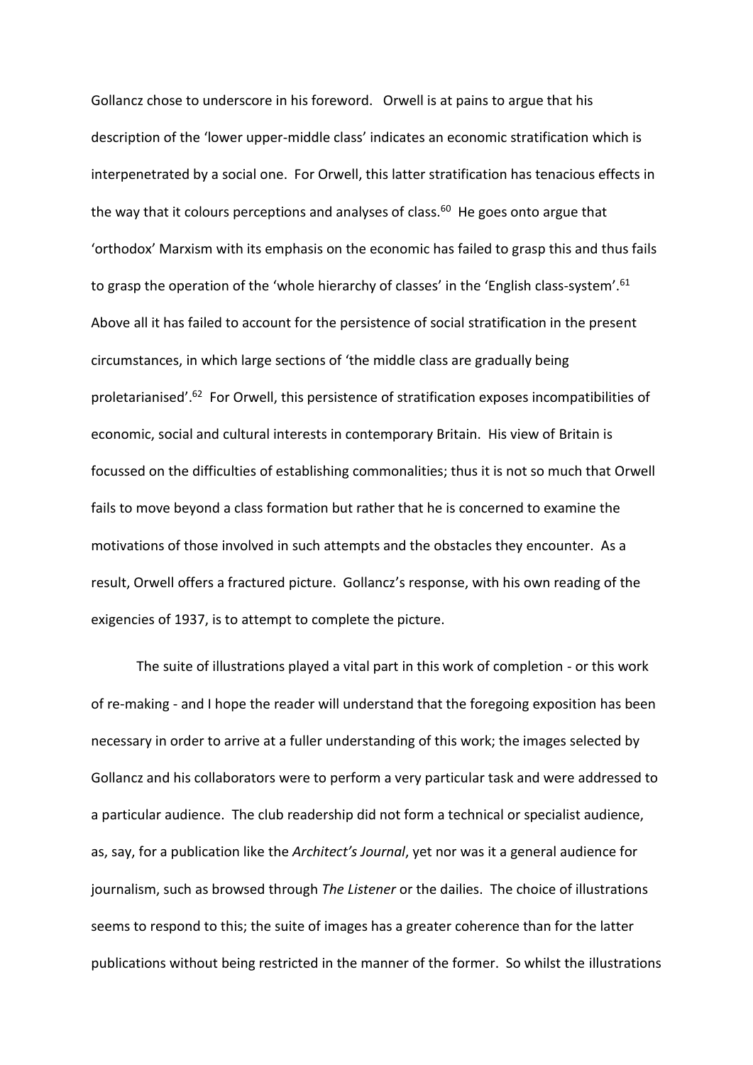Gollancz chose to underscore in his foreword. Orwell is at pains to argue that his description of the 'lower upper-middle class' indicates an economic stratification which is interpenetrated by a social one. For Orwell, this latter stratification has tenacious effects in the way that it colours perceptions and analyses of class.[60] He goes onto argue that 'orthodox' Marxism with its emphasis on the economic has failed to grasp this and thus fails to grasp the operation of the 'whole hierarchy of classes' in the 'English class-system'.[61] Above all it has failed to account for the persistence of social stratification in the present circumstances, in which large sections of 'the middle class are gradually being proletarianised'.[62] For Orwell, this persistence of stratification exposes incompatibilities of economic, social and cultural interests in contemporary Britain. His view of Britain is focussed on the difficulties of establishing commonalities; thus it is not so much that Orwell fails to move beyond a class formation but rather that he is concerned to examine the motivations of those involved in such attempts and the obstacles they encounter. As a result, Orwell offers a fractured picture. Gollancz's response, with his own reading of the exigencies of 1937, is to attempt to complete the picture.

The suite of illustrations played a vital part in this work of completion - or this work of re-making - and I hope the reader will understand that the foregoing exposition has been necessary in order to arrive at a fuller understanding of this work; the images selected by Gollancz and his collaborators were to perform a very particular task and were addressed to a particular audience. The club readership did not form a technical or specialist audience, as, say, for a publication like the *Architect's Journal*, yet nor was it a general audience for journalism, such as browsed through *The Listener* or the dailies. The choice of illustrations seems to respond to this; the suite of images has a greater coherence than for the latter publications without being restricted in the manner of the former. So whilst the illustrations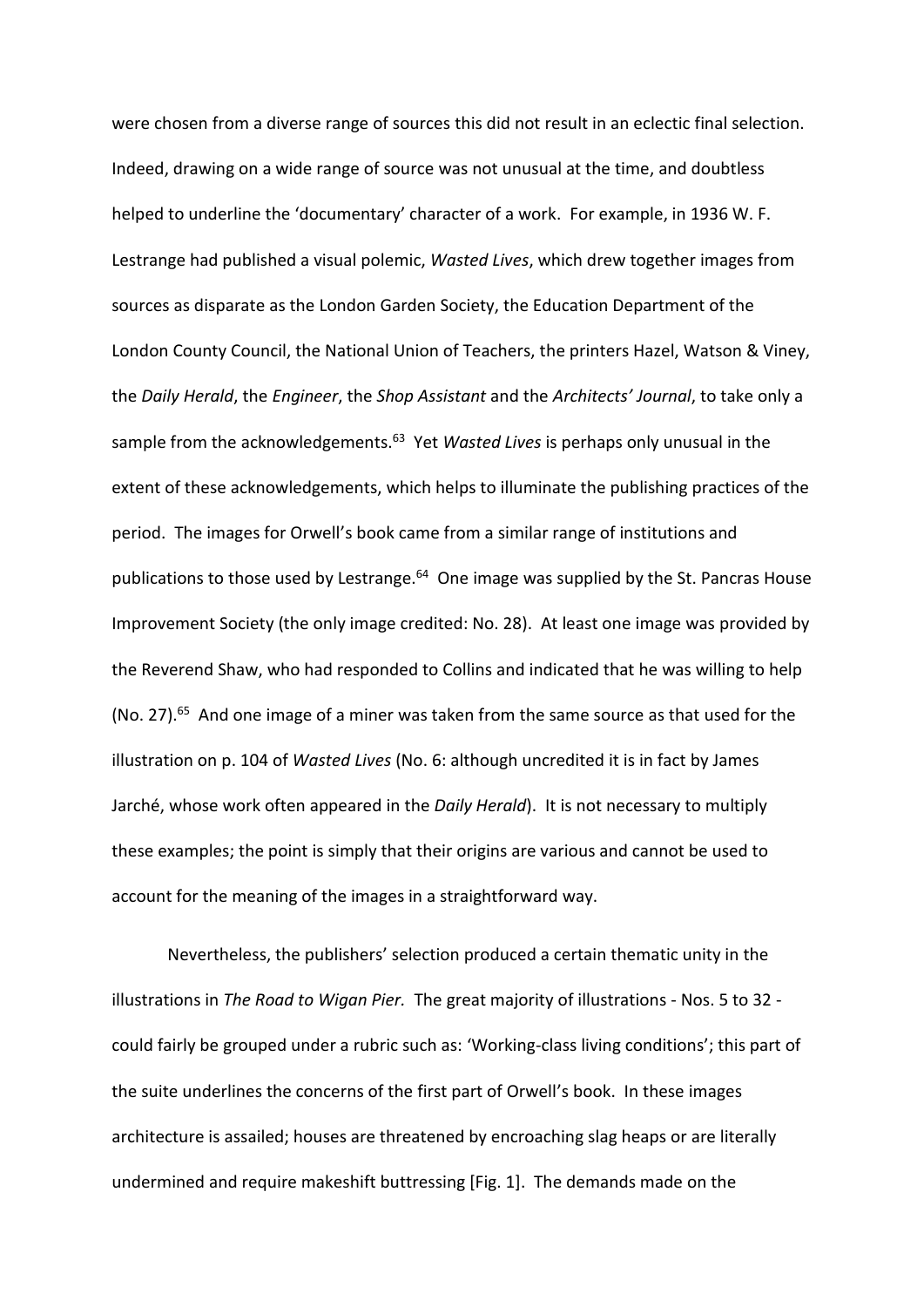were chosen from a diverse range of sources this did not result in an eclectic final selection. Indeed, drawing on a wide range of source was not unusual at the time, and doubtless helped to underline the 'documentary' character of a work. For example, in 1936 W. F. Lestrange had published a visual polemic, *Wasted Lives*, which drew together images from sources as disparate as the London Garden Society, the Education Department of the London County Council, the National Union of Teachers, the printers Hazel, Watson & Viney, the *Daily Herald*, the *Engineer*, the *Shop Assistant* and the *Architects' Journal*, to take only a sample from the acknowledgements.[63] Yet *Wasted Lives* is perhaps only unusual in the extent of these acknowledgements, which helps to illuminate the publishing practices of the period. The images for Orwell's book came from a similar range of institutions and publications to those used by Lestrange.[64] One image was supplied by the St. Pancras House Improvement Society (the only image credited: No. 28). At least one image was provided by the Reverend Shaw, who had responded to Collins and indicated that he was willing to help (No. 27).[65] And one image of a miner was taken from the same source as that used for the illustration on p. 104 of *Wasted Lives* (No. 6: although uncredited it is in fact by James Jarché, whose work often appeared in the *Daily Herald*). It is not necessary to multiply these examples; the point is simply that their origins are various and cannot be used to account for the meaning of the images in a straightforward way.

Nevertheless, the publishers' selection produced a certain thematic unity in the illustrations in *The Road to Wigan Pier.* The great majority of illustrations - Nos. 5 to 32 - could fairly be grouped under a rubric such as: 'Working-class living conditions'; this part of the suite underlines the concerns of the first part of Orwell's book. In these images architecture is assailed; houses are threatened by encroaching slag heaps or are literally undermined and require makeshift buttressing [Fig. 1]. The demands made on the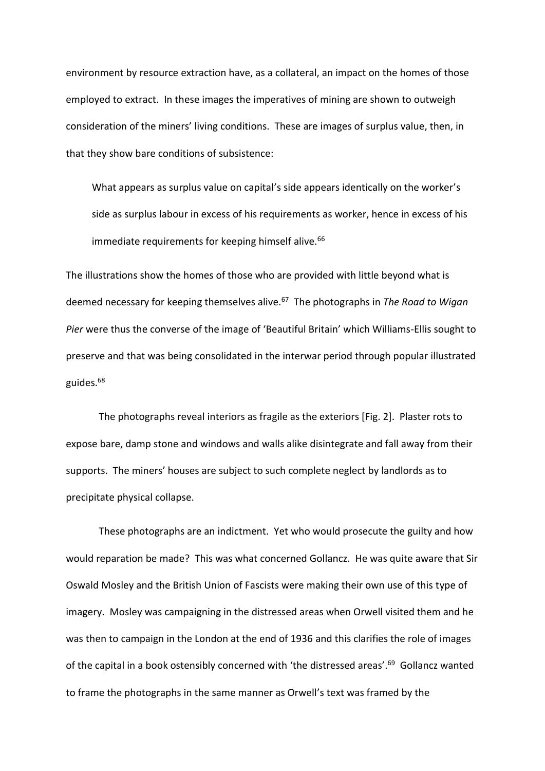environment by resource extraction have, as a collateral, an impact on the homes of those employed to extract. In these images the imperatives of mining are shown to outweigh consideration of the miners' living conditions. These are images of surplus value, then, in that they show bare conditions of subsistence:

> What appears as surplus value on capital's side appears identically on the worker's side as surplus labour in excess of his requirements as worker, hence in excess of his immediate requirements for keeping himself alive.[66]

The illustrations show the homes of those who are provided with little beyond what is deemed necessary for keeping themselves alive.[67] The photographs in *The Road to Wigan Pier* were thus the converse of the image of 'Beautiful Britain' which Williams-Ellis sought to preserve and that was being consolidated in the interwar period through popular illustrated guides.[68]

The photographs reveal interiors as fragile as the exteriors [Fig. 2]. Plaster rots to expose bare, damp stone and windows and walls alike disintegrate and fall away from their supports. The miners' houses are subject to such complete neglect by landlords as to precipitate physical collapse.

These photographs are an indictment. Yet who would prosecute the guilty and how would reparation be made? This was what concerned Gollancz. He was quite aware that Sir Oswald Mosley and the British Union of Fascists were making their own use of this type of imagery. Mosley was campaigning in the distressed areas when Orwell visited them and he was then to campaign in the London at the end of 1936 and this clarifies the role of images of the capital in a book ostensibly concerned with 'the distressed areas'.[69] Gollancz wanted to frame the photographs in the same manner as Orwell's text was framed by the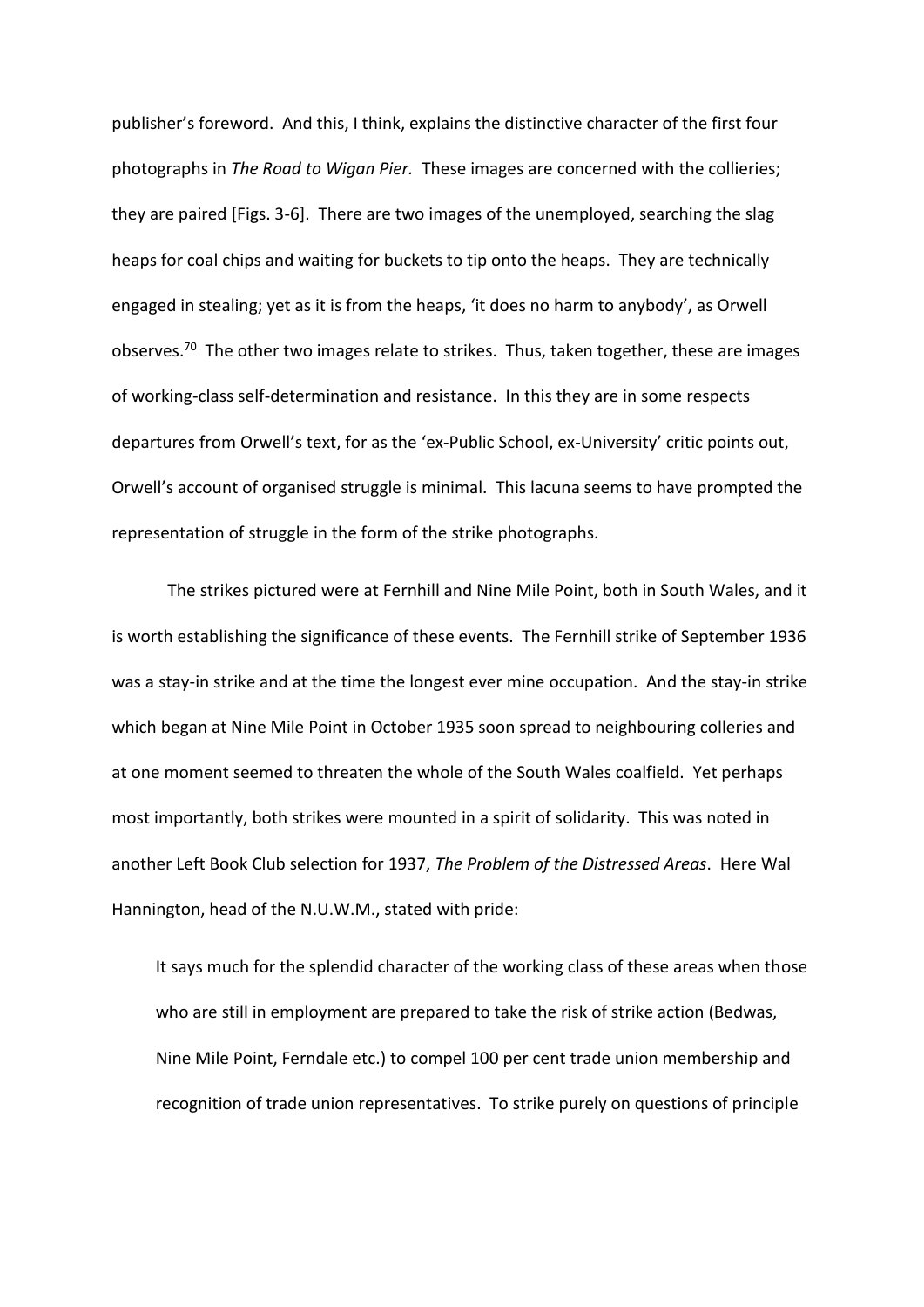publisher's foreword. And this, I think, explains the distinctive character of the first four photographs in *The Road to Wigan Pier.* These images are concerned with the collieries; they are paired [Figs. 3-6]. There are two images of the unemployed, searching the slag heaps for coal chips and waiting for buckets to tip onto the heaps. They are technically engaged in stealing; yet as it is from the heaps, 'it does no harm to anybody', as Orwell observes.[70] The other two images relate to strikes. Thus, taken together, these are images of working-class self-determination and resistance. In this they are in some respects departures from Orwell's text, for as the 'ex-Public School, ex-University' critic points out, Orwell's account of organised struggle is minimal. This lacuna seems to have prompted the representation of struggle in the form of the strike photographs.

The strikes pictured were at Fernhill and Nine Mile Point, both in South Wales, and it is worth establishing the significance of these events. The Fernhill strike of September 1936 was a stay-in strike and at the time the longest ever mine occupation. And the stay-in strike which began at Nine Mile Point in October 1935 soon spread to neighbouring collieries and at one moment seemed to threaten the whole of the South Wales coalfield. Yet perhaps most importantly, both strikes were mounted in a spirit of solidarity. This was noted in another Left Book Club selection for 1937, *The Problem of the Distressed Areas*. Here Wal Hannington, head of the N.U.W.M., stated with pride:

> It says much for the splendid character of the working class of these areas when those who are still in employment are prepared to take the risk of strike action (Bedwas, Nine Mile Point, Ferndale etc.) to compel 100 per cent trade union membership and recognition of trade union representatives. To strike purely on questions of principle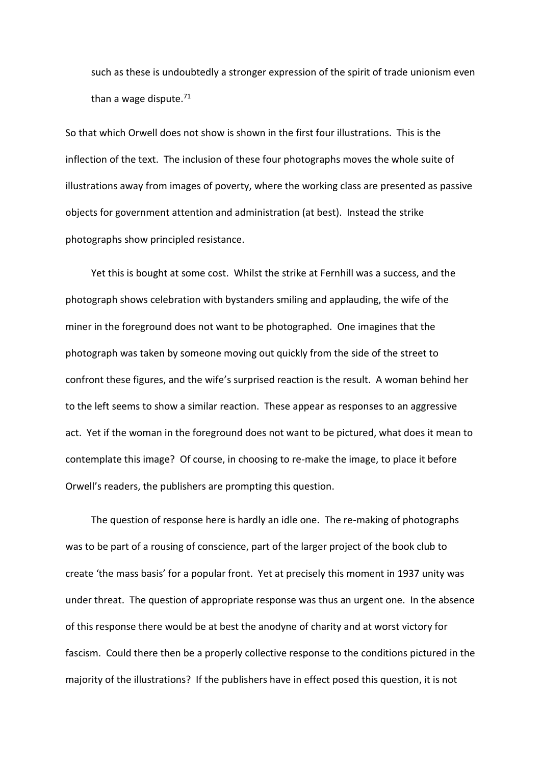such as these is undoubtedly a stronger expression of the spirit of trade unionism even than a wage dispute.[71]

So that which Orwell does not show is shown in the first four illustrations. This is the inflection of the text. The inclusion of these four photographs moves the whole suite of illustrations away from images of poverty, where the working class are presented as passive objects for government attention and administration (at best). Instead the strike photographs show principled resistance.

Yet this is bought at some cost. Whilst the strike at Fernhill was a success, and the photograph shows celebration with bystanders smiling and applauding, the wife of the miner in the foreground does not want to be photographed. One imagines that the photograph was taken by someone moving out quickly from the side of the street to confront these figures, and the wife's surprised reaction is the result. A woman behind her to the left seems to show a similar reaction. These appear as responses to an aggressive act. Yet if the woman in the foreground does not want to be pictured, what does it mean to contemplate this image? Of course, in choosing to re-make the image, to place it before Orwell's readers, the publishers are prompting this question.

The question of response here is hardly an idle one. The re-making of photographs was to be part of a rousing of conscience, part of the larger project of the book club to create 'the mass basis' for a popular front. Yet at precisely this moment in 1937 unity was under threat. The question of appropriate response was thus an urgent one. In the absence of this response there would be at best the anodyne of charity and at worst victory for fascism. Could there then be a properly collective response to the conditions pictured in the majority of the illustrations? If the publishers have in effect posed this question, it is not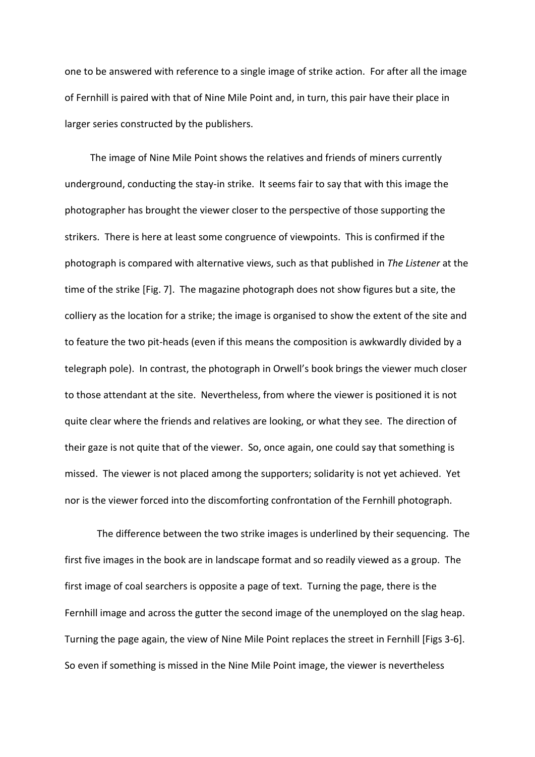one to be answered with reference to a single image of strike action. For after all the image of Fernhill is paired with that of Nine Mile Point and, in turn, this pair have their place in larger series constructed by the publishers.

The image of Nine Mile Point shows the relatives and friends of miners currently underground, conducting the stay-in strike. It seems fair to say that with this image the photographer has brought the viewer closer to the perspective of those supporting the strikers. There is here at least some congruence of viewpoints. This is confirmed if the photograph is compared with alternative views, such as that published in *The Listener* at the time of the strike [Fig. 7]. The magazine photograph does not show figures but a site, the colliery as the location for a strike; the image is organised to show the extent of the site and to feature the two pit-heads (even if this means the composition is awkwardly divided by a telegraph pole). In contrast, the photograph in Orwell's book brings the viewer much closer to those attendant at the site. Nevertheless, from where the viewer is positioned it is not quite clear where the friends and relatives are looking, or what they see. The direction of their gaze is not quite that of the viewer. So, once again, one could say that something is missed. The viewer is not placed among the supporters; solidarity is not yet achieved. Yet nor is the viewer forced into the discomforting confrontation of the Fernhill photograph.

The difference between the two strike images is underlined by their sequencing. The first five images in the book are in landscape format and so readily viewed as a group. The first image of coal searchers is opposite a page of text. Turning the page, there is the Fernhill image and across the gutter the second image of the unemployed on the slag heap. Turning the page again, the view of Nine Mile Point replaces the street in Fernhill [Figs 3-6]. So even if something is missed in the Nine Mile Point image, the viewer is nevertheless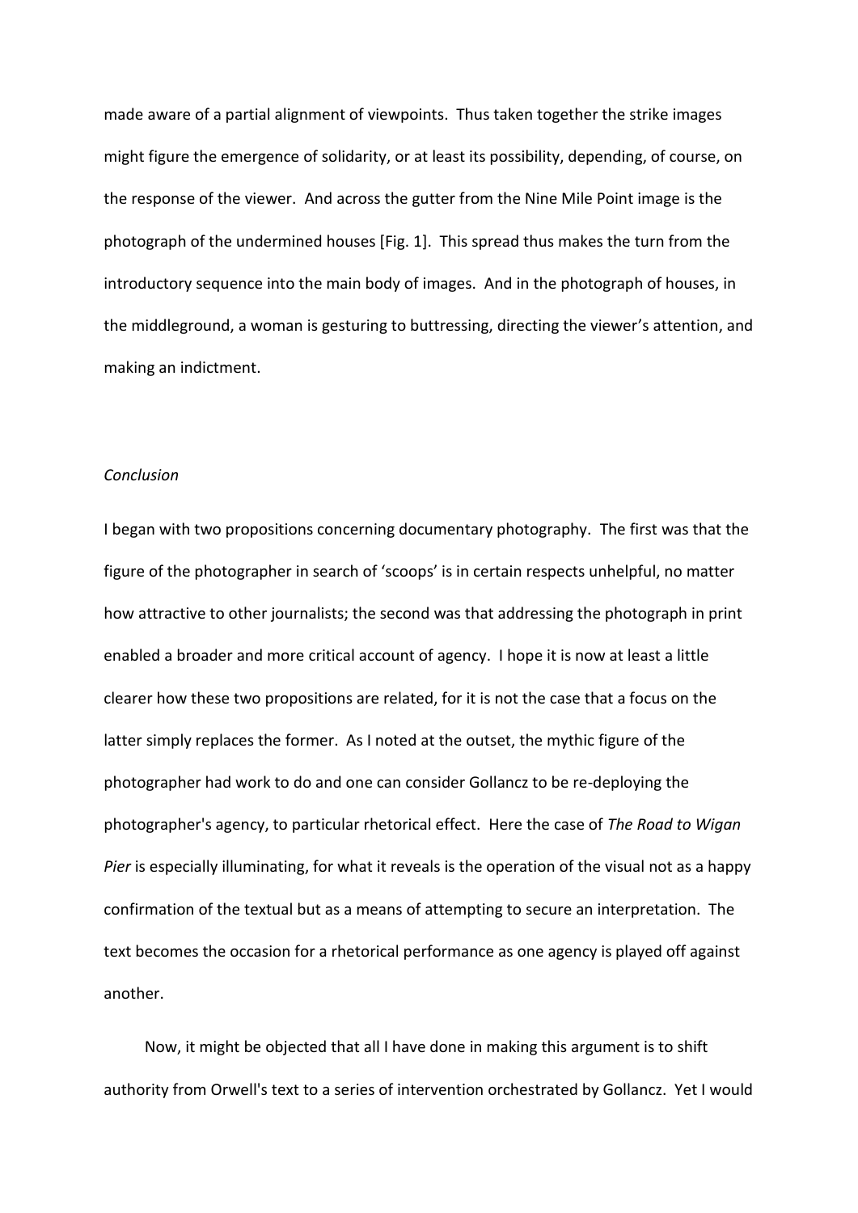made aware of a partial alignment of viewpoints. Thus taken together the strike images might figure the emergence of solidarity, or at least its possibility, depending, of course, on the response of the viewer. And across the gutter from the Nine Mile Point image is the photograph of the undermined houses [Fig. 1]. This spread thus makes the turn from the introductory sequence into the main body of images. And in the photograph of houses, in the middleground, a woman is gesturing to buttressing, directing the viewer's attention, and making an indictment.

*Conclusion*

I began with two propositions concerning documentary photography. The first was that the figure of the photographer in search of 'scoops' is in certain respects unhelpful, no matter how attractive to other journalists; the second was that addressing the photograph in print enabled a broader and more critical account of agency. I hope it is now at least a little clearer how these two propositions are related, for it is not the case that a focus on the latter simply replaces the former. As I noted at the outset, the mythic figure of the photographer had work to do and one can consider Gollancz to be re-deploying the photographer's agency, to particular rhetorical effect. Here the case of *The Road to Wigan Pier* is especially illuminating, for what it reveals is the operation of the visual not as a happy confirmation of the textual but as a means of attempting to secure an interpretation. The text becomes the occasion for a rhetorical performance as one agency is played off against another.

Now, it might be objected that all I have done in making this argument is to shift authority from Orwell's text to a series of intervention orchestrated by Gollancz. Yet I would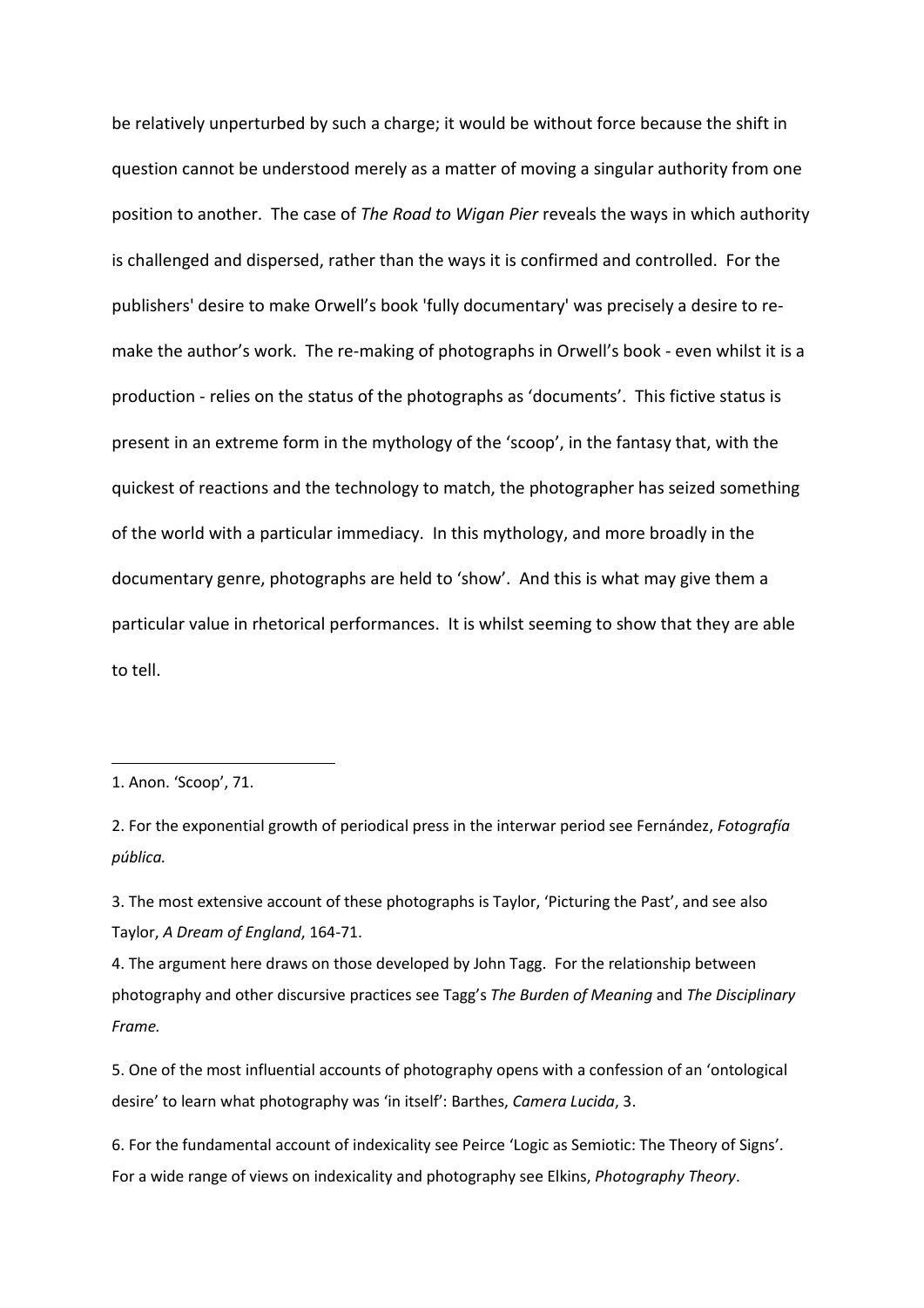be relatively unperturbed by such a charge; it would be without force because the shift in question cannot be understood merely as a matter of moving a singular authority from one position to another. The case of *The Road to Wigan Pier* reveals the ways in which authority is challenged and dispersed, rather than the ways it is confirmed and controlled. For the publishers' desire to make Orwell's book 'fully documentary' was precisely a desire to re-make the author's work. The re-making of photographs in Orwell's book - even whilst it is a production - relies on the status of the photographs as 'documents'. This fictive status is present in an extreme form in the mythology of the 'scoop', in the fantasy that, with the quickest of reactions and the technology to match, the photographer has seized something of the world with a particular immediacy. In this mythology, and more broadly in the documentary genre, photographs are held to 'show'. And this is what may give them a particular value in rhetorical performances. It is whilst seeming to show that they are able to tell.

---

1. Anon. 'Scoop', 71.

2. For the exponential growth of periodical press in the interwar period see Fernández, *Fotografía pública.*

3. The most extensive account of these photographs is Taylor, 'Picturing the Past', and see also Taylor, *A Dream of England*, 164-71.

4. The argument here draws on those developed by John Tagg. For the relationship between photography and other discursive practices see Tagg's *The Burden of Meaning* and *The Disciplinary Frame.*

5. One of the most influential accounts of photography opens with a confession of an 'ontological desire' to learn what photography was 'in itself': Barthes, *Camera Lucida*, 3.

6. For the fundamental account of indexicality see Peirce 'Logic as Semiotic: The Theory of Signs'. For a wide range of views on indexicality and photography see Elkins, *Photography Theory*.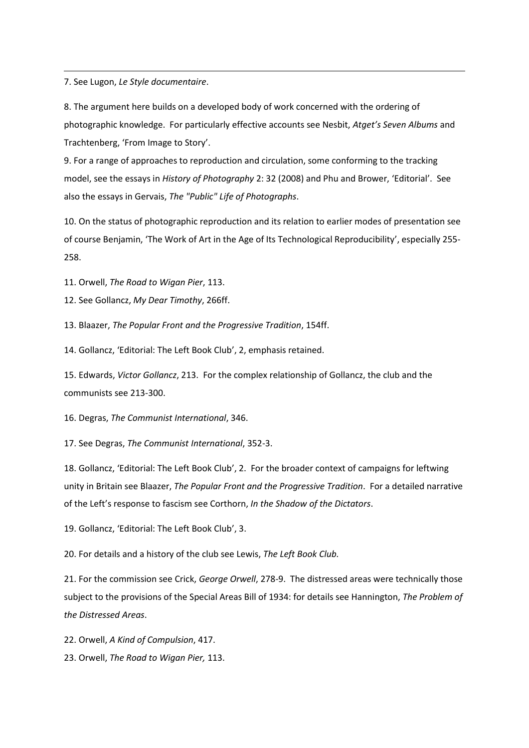7. See Lugon, *Le Style documentaire*.

8. The argument here builds on a developed body of work concerned with the ordering of photographic knowledge. For particularly effective accounts see Nesbit, *Atget's Seven Albums* and Trachtenberg, 'From Image to Story'.

9. For a range of approaches to reproduction and circulation, some conforming to the tracking model, see the essays in *History of Photography* 2: 32 (2008) and Phu and Brower, 'Editorial'. See also the essays in Gervais, *The "Public" Life of Photographs*.

10. On the status of photographic reproduction and its relation to earlier modes of presentation see of course Benjamin, 'The Work of Art in the Age of Its Technological Reproducibility', especially 255-258.

11. Orwell, *The Road to Wigan Pier*, 113.

12. See Gollancz, *My Dear Timothy*, 266ff.

13. Blaazer, *The Popular Front and the Progressive Tradition*, 154ff.

14. Gollancz, 'Editorial: The Left Book Club', 2, emphasis retained.

15. Edwards, *Victor Gollancz*, 213. For the complex relationship of Gollancz, the club and the communists see 213-300.

16. Degras, *The Communist International*, 346.

17. See Degras, *The Communist International*, 352-3.

18. Gollancz, 'Editorial: The Left Book Club', 2. For the broader context of campaigns for leftwing unity in Britain see Blaazer, *The Popular Front and the Progressive Tradition*. For a detailed narrative of the Left's response to fascism see Corthorn, *In the Shadow of the Dictators*.

19. Gollancz, 'Editorial: The Left Book Club', 3.

20. For details and a history of the club see Lewis, *The Left Book Club.*

21. For the commission see Crick, *George Orwell*, 278-9. The distressed areas were technically those subject to the provisions of the Special Areas Bill of 1934: for details see Hannington, *The Problem of the Distressed Areas*.

22. Orwell, *A Kind of Compulsion*, 417.

23. Orwell, *The Road to Wigan Pier,* 113.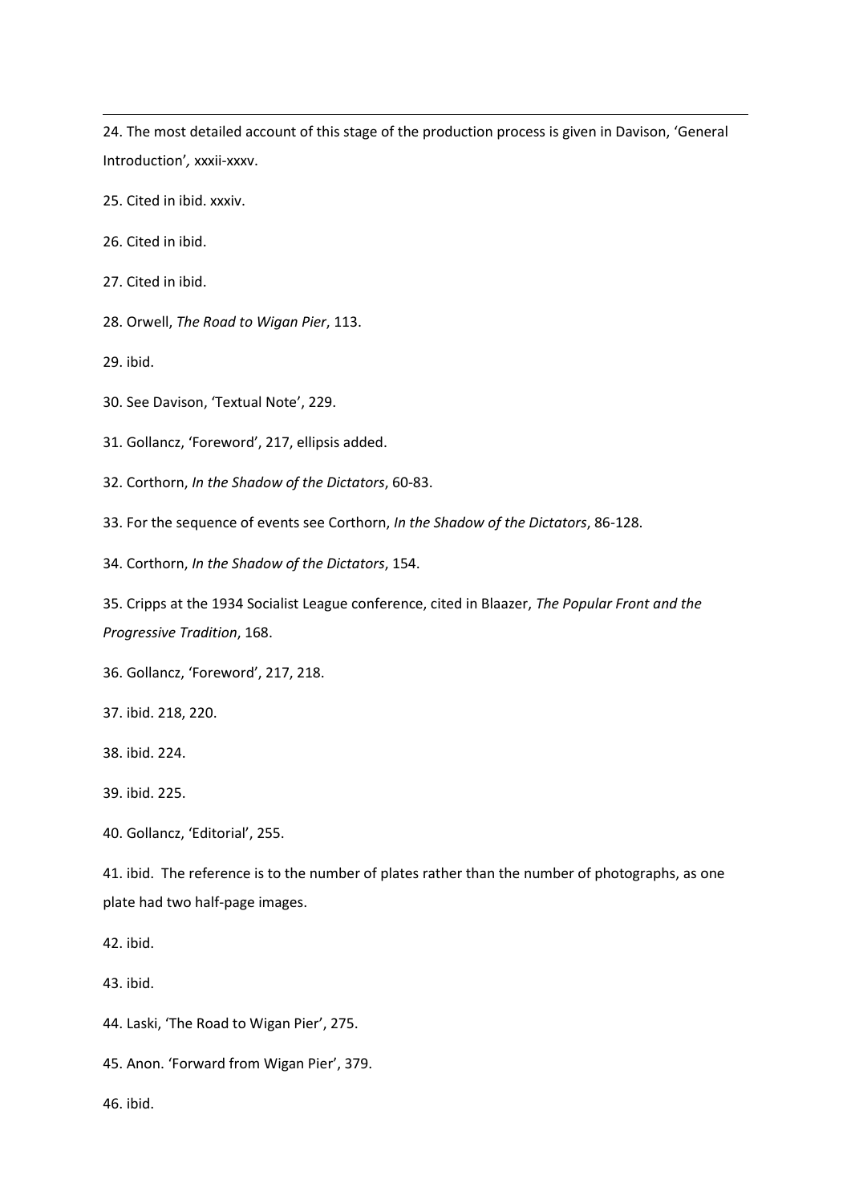24. The most detailed account of this stage of the production process is given in Davison, 'General Introduction', xxxii-xxxv.

25. Cited in ibid. xxxiv.

26. Cited in ibid.

27. Cited in ibid.

28. Orwell, *The Road to Wigan Pier*, 113.

29. ibid.

30. See Davison, 'Textual Note', 229.

31. Gollancz, 'Foreword', 217, ellipsis added.

32. Corthorn, *In the Shadow of the Dictators*, 60-83.

33. For the sequence of events see Corthorn, *In the Shadow of the Dictators*, 86-128.

34. Corthorn, *In the Shadow of the Dictators*, 154.

35. Cripps at the 1934 Socialist League conference, cited in Blaazer, *The Popular Front and the Progressive Tradition*, 168.

36. Gollancz, 'Foreword', 217, 218.

37. ibid. 218, 220.

38. ibid. 224.

39. ibid. 225.

40. Gollancz, 'Editorial', 255.

41. ibid. The reference is to the number of plates rather than the number of photographs, as one plate had two half-page images.

42. ibid.

43. ibid.

44. Laski, 'The Road to Wigan Pier', 275.

45. Anon. 'Forward from Wigan Pier', 379.

46. ibid.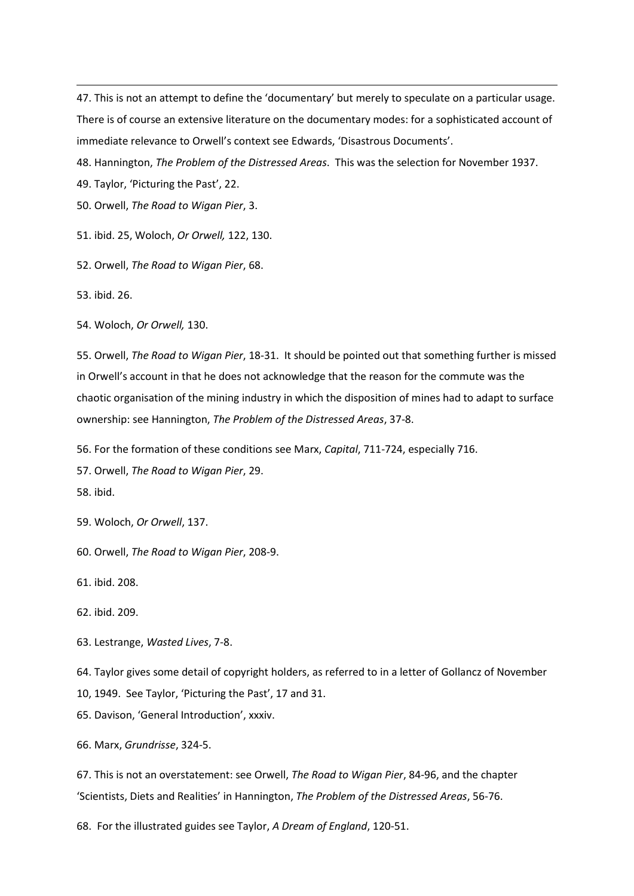47. This is not an attempt to define the 'documentary' but merely to speculate on a particular usage. There is of course an extensive literature on the documentary modes: for a sophisticated account of immediate relevance to Orwell's context see Edwards, 'Disastrous Documents'.

48. Hannington, *The Problem of the Distressed Areas*. This was the selection for November 1937.

49. Taylor, 'Picturing the Past', 22.

50. Orwell, *The Road to Wigan Pier*, 3.

51. ibid. 25, Woloch, *Or Orwell,* 122, 130.

52. Orwell, *The Road to Wigan Pier*, 68.

53. ibid. 26.

54. Woloch, *Or Orwell,* 130.

55. Orwell, *The Road to Wigan Pier*, 18-31. It should be pointed out that something further is missed in Orwell's account in that he does not acknowledge that the reason for the commute was the chaotic organisation of the mining industry in which the disposition of mines had to adapt to surface ownership: see Hannington, *The Problem of the Distressed Areas*, 37-8.

56. For the formation of these conditions see Marx, *Capital*, 711-724, especially 716.

57. Orwell, *The Road to Wigan Pier*, 29.

58. ibid.

59. Woloch, *Or Orwell*, 137.

60. Orwell, *The Road to Wigan Pier*, 208-9.

61. ibid. 208.

62. ibid. 209.

63. Lestrange, *Wasted Lives*, 7-8.

64. Taylor gives some detail of copyright holders, as referred to in a letter of Gollancz of November 10, 1949. See Taylor, 'Picturing the Past', 17 and 31.

65. Davison, 'General Introduction', xxxiv.

66. Marx, *Grundrisse*, 324-5.

67. This is not an overstatement: see Orwell, *The Road to Wigan Pier*, 84-96, and the chapter 'Scientists, Diets and Realities' in Hannington, *The Problem of the Distressed Areas*, 56-76.

68. For the illustrated guides see Taylor, *A Dream of England*, 120-51.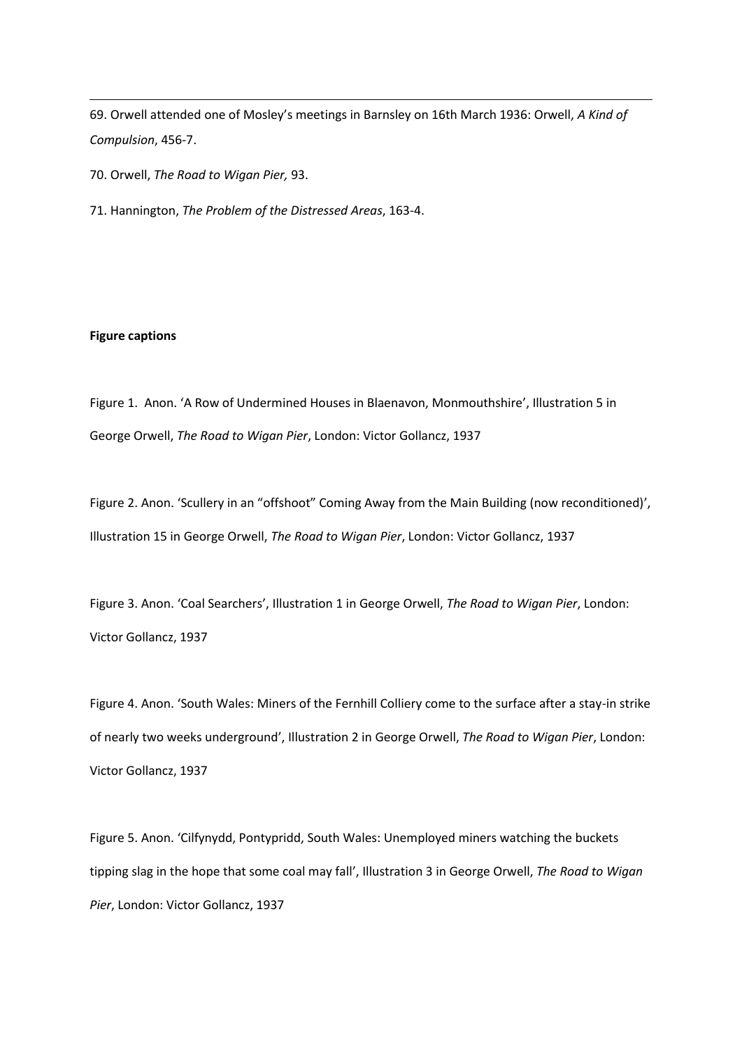69. Orwell attended one of Mosley's meetings in Barnsley on 16th March 1936: Orwell, *A Kind of Compulsion*, 456-7.

70. Orwell, *The Road to Wigan Pier,* 93.

71. Hannington, *The Problem of the Distressed Areas*, 163-4.

**Figure captions**

Figure 1. Anon. 'A Row of Undermined Houses in Blaenavon, Monmouthshire', Illustration 5 in George Orwell, *The Road to Wigan Pier*, London: Victor Gollancz, 1937

Figure 2. Anon. 'Scullery in an "offshoot" Coming Away from the Main Building (now reconditioned)', Illustration 15 in George Orwell, *The Road to Wigan Pier*, London: Victor Gollancz, 1937

Figure 3. Anon. 'Coal Searchers', Illustration 1 in George Orwell, *The Road to Wigan Pier*, London: Victor Gollancz, 1937

Figure 4. Anon. 'South Wales: Miners of the Fernhill Colliery come to the surface after a stay-in strike of nearly two weeks underground', Illustration 2 in George Orwell, *The Road to Wigan Pier*, London: Victor Gollancz, 1937

Figure 5. Anon. 'Cilfynydd, Pontypridd, South Wales: Unemployed miners watching the buckets tipping slag in the hope that some coal may fall', Illustration 3 in George Orwell, *The Road to Wigan Pier*, London: Victor Gollancz, 1937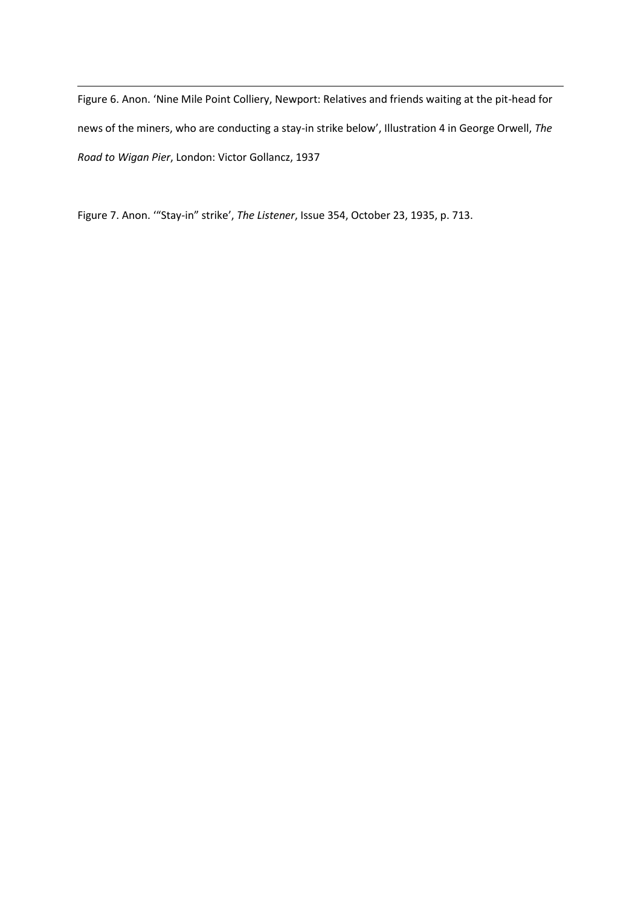Figure 6. Anon. 'Nine Mile Point Colliery, Newport: Relatives and friends waiting at the pit-head for news of the miners, who are conducting a stay-in strike below', Illustration 4 in George Orwell, *The Road to Wigan Pier*, London: Victor Gollancz, 1937

Figure 7. Anon. '"Stay-in" strike', *The Listener*, Issue 354, October 23, 1935, p. 713.